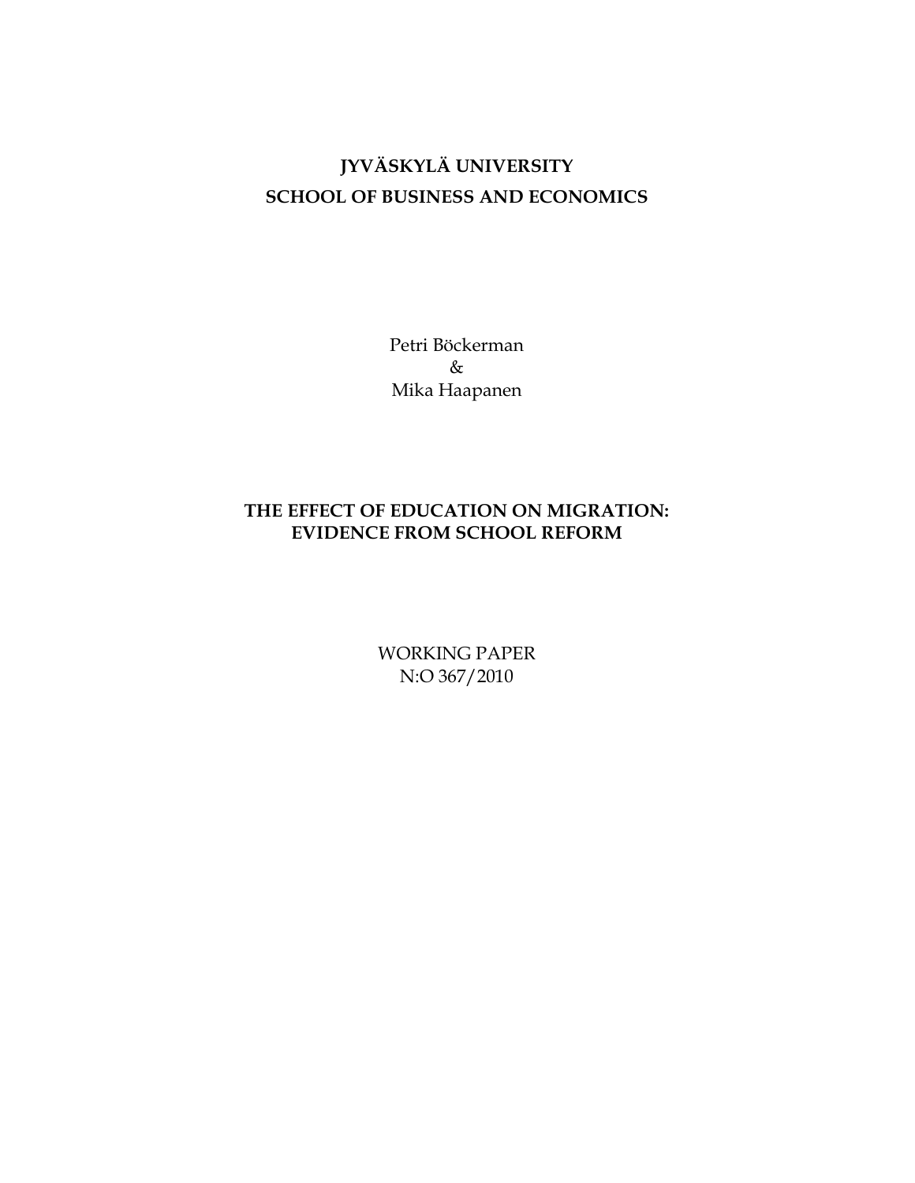**JYVÄSKYLÄ UNIVERSITY**

**SCHOOL OF BUSINESS AND ECONOMICS**

Petri Böckerman

&

Mika Haapanen

# THE EFFECT OF EDUCATION ON MIGRATION: EVIDENCE FROM SCHOOL REFORM

WORKING PAPER

N:O 367/2010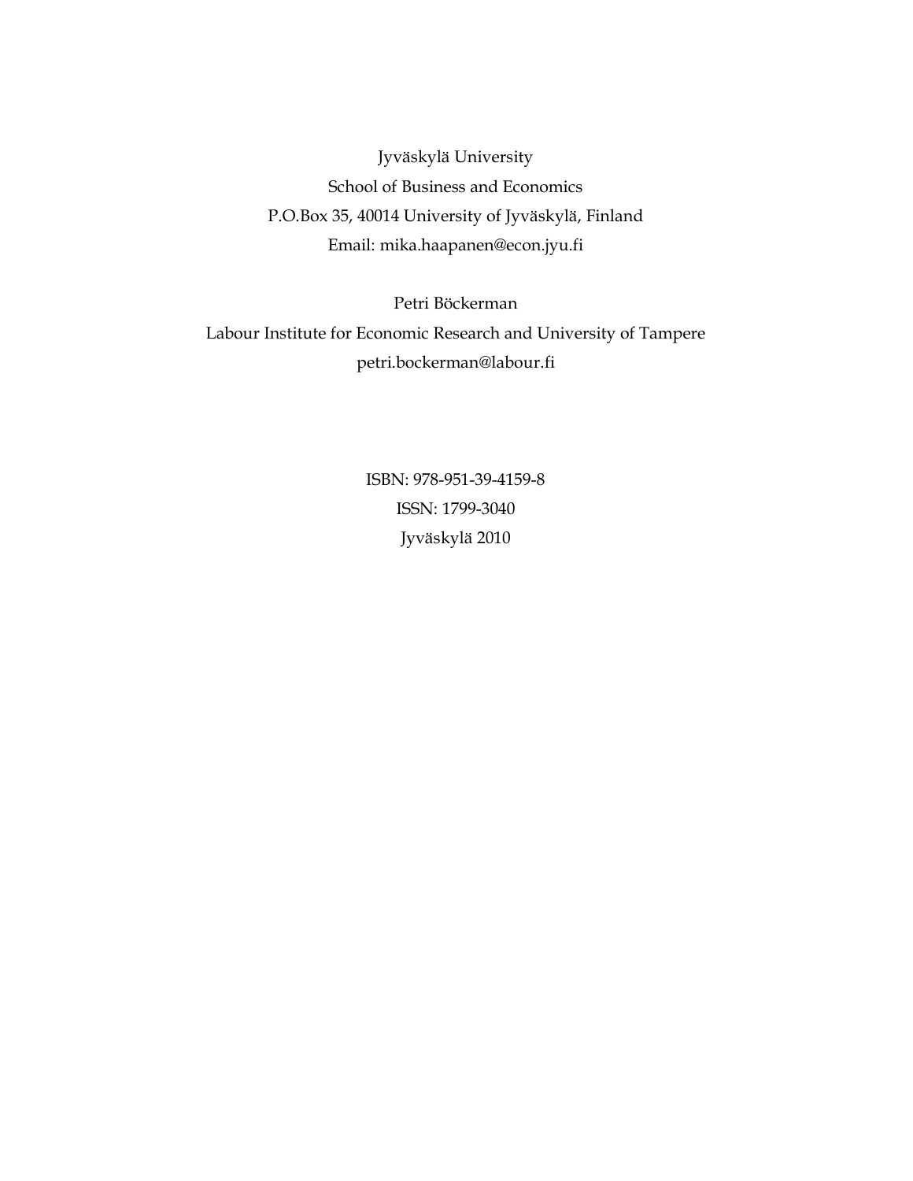Jyväskylä University
School of Business and Economics
P.O.Box 35, 40014 University of Jyväskylä, Finland
Email: mika.haapanen@econ.jyu.fi

Petri Böckerman
Labour Institute for Economic Research and University of Tampere
petri.bockerman@labour.fi

ISBN: 978-951-39-4159-8
ISSN: 1799-3040
Jyväskylä 2010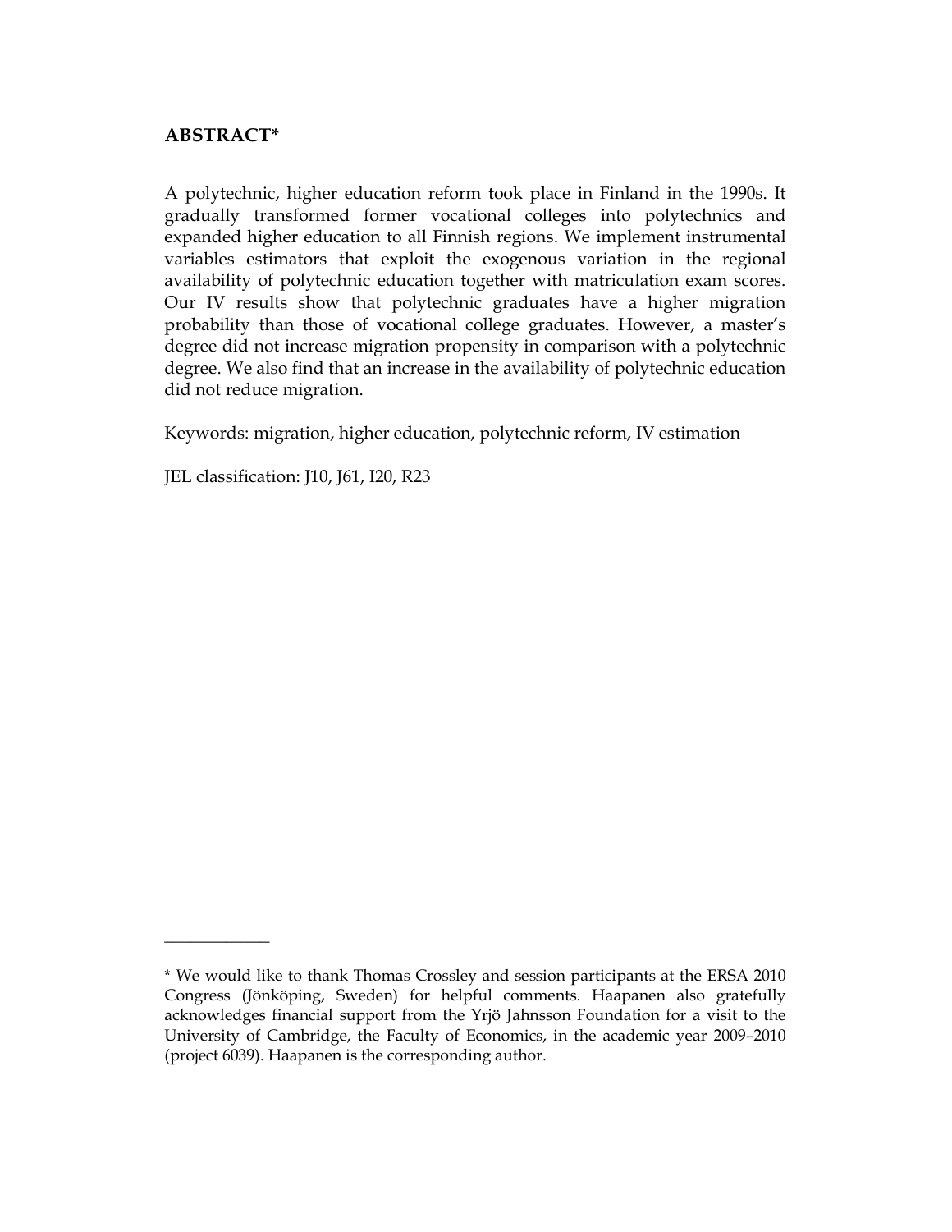## ABSTRACT*

A polytechnic, higher education reform took place in Finland in the 1990s. It gradually transformed former vocational colleges into polytechnics and expanded higher education to all Finnish regions. We implement instrumental variables estimators that exploit the exogenous variation in the regional availability of polytechnic education together with matriculation exam scores. Our IV results show that polytechnic graduates have a higher migration probability than those of vocational college graduates. However, a master's degree did not increase migration propensity in comparison with a polytechnic degree. We also find that an increase in the availability of polytechnic education did not reduce migration.

Keywords: migration, higher education, polytechnic reform, IV estimation

JEL classification: J10, J61, I20, R23

---

* We would like to thank Thomas Crossley and session participants at the ERSA 2010 Congress (Jönköping, Sweden) for helpful comments. Haapanen also gratefully acknowledges financial support from the Yrjö Jahnsson Foundation for a visit to the University of Cambridge, the Faculty of Economics, in the academic year 2009–2010 (project 6039). Haapanen is the corresponding author.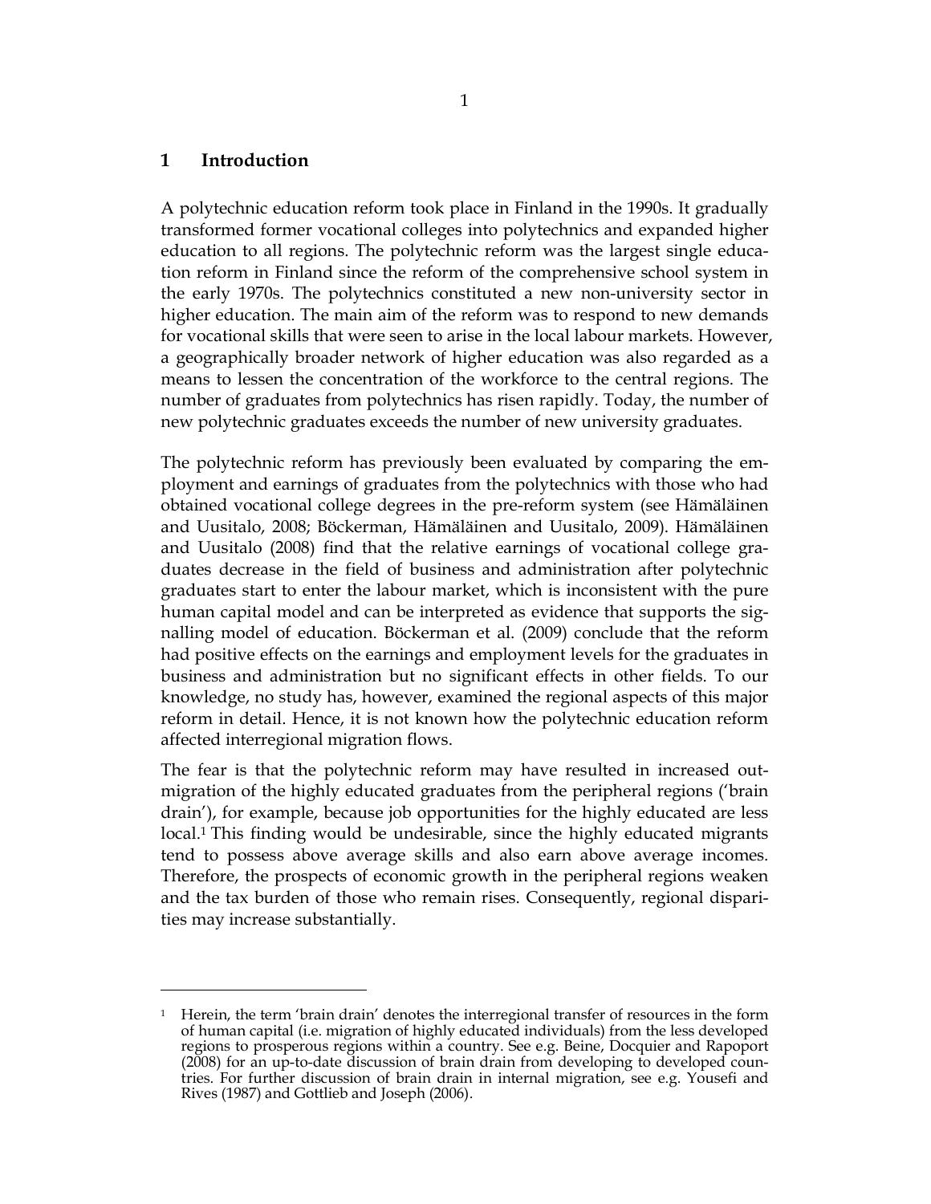# 1 Introduction

A polytechnic education reform took place in Finland in the 1990s. It gradually transformed former vocational colleges into polytechnics and expanded higher education to all regions. The polytechnic reform was the largest single education reform in Finland since the reform of the comprehensive school system in the early 1970s. The polytechnics constituted a new non-university sector in higher education. The main aim of the reform was to respond to new demands for vocational skills that were seen to arise in the local labour markets. However, a geographically broader network of higher education was also regarded as a means to lessen the concentration of the workforce to the central regions. The number of graduates from polytechnics has risen rapidly. Today, the number of new polytechnic graduates exceeds the number of new university graduates.

The polytechnic reform has previously been evaluated by comparing the employment and earnings of graduates from the polytechnics with those who had obtained vocational college degrees in the pre-reform system (see Hämäläinen and Uusitalo, 2008; Böckerman, Hämäläinen and Uusitalo, 2009). Hämäläinen and Uusitalo (2008) find that the relative earnings of vocational college graduates decrease in the field of business and administration after polytechnic graduates start to enter the labour market, which is inconsistent with the pure human capital model and can be interpreted as evidence that supports the signalling model of education. Böckerman et al. (2009) conclude that the reform had positive effects on the earnings and employment levels for the graduates in business and administration but no significant effects in other fields. To our knowledge, no study has, however, examined the regional aspects of this major reform in detail. Hence, it is not known how the polytechnic education reform affected interregional migration flows.

The fear is that the polytechnic reform may have resulted in increased out-migration of the highly educated graduates from the peripheral regions ('brain drain'), for example, because job opportunities for the highly educated are less local.[1] This finding would be undesirable, since the highly educated migrants tend to possess above average skills and also earn above average incomes. Therefore, the prospects of economic growth in the peripheral regions weaken and the tax burden of those who remain rises. Consequently, regional disparities may increase substantially.

---

[1] Herein, the term 'brain drain' denotes the interregional transfer of resources in the form of human capital (i.e. migration of highly educated individuals) from the less developed regions to prosperous regions within a country. See e.g. Beine, Docquier and Rapoport (2008) for an up-to-date discussion of brain drain from developing to developed countries. For further discussion of brain drain in internal migration, see e.g. Yousefi and Rives (1987) and Gottlieb and Joseph (2006).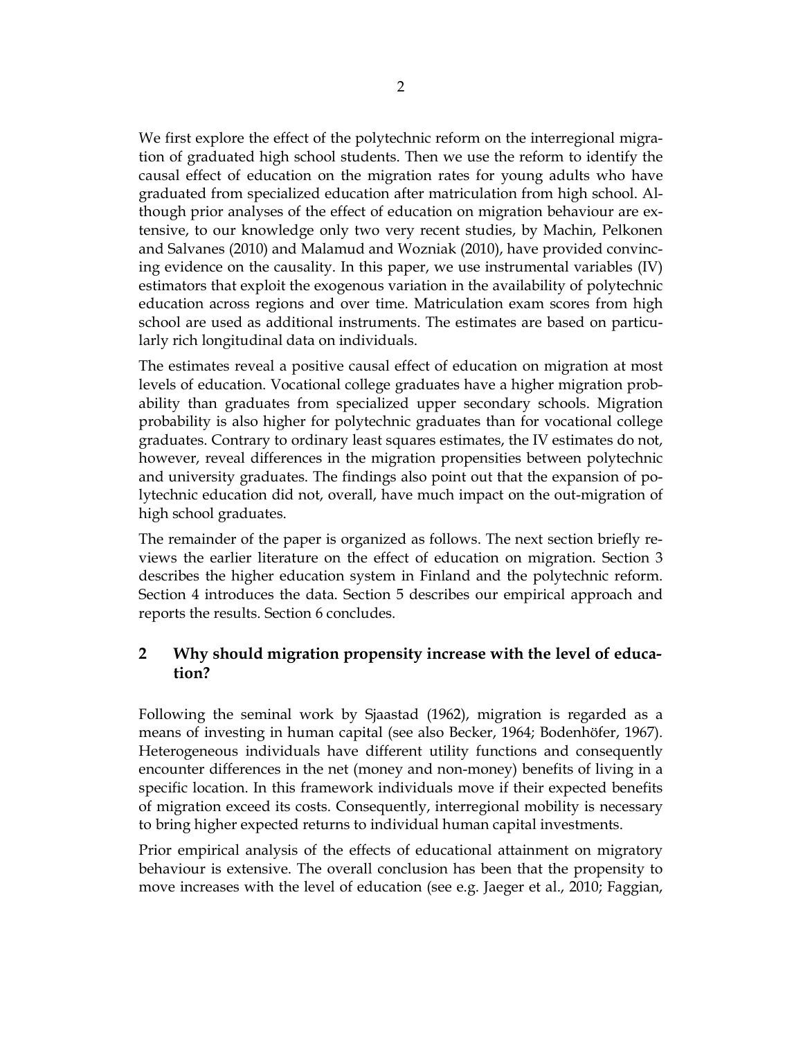We first explore the effect of the polytechnic reform on the interregional migration of graduated high school students. Then we use the reform to identify the causal effect of education on the migration rates for young adults who have graduated from specialized education after matriculation from high school. Although prior analyses of the effect of education on migration behaviour are extensive, to our knowledge only two very recent studies, by Machin, Pelkonen and Salvanes (2010) and Malamud and Wozniak (2010), have provided convincing evidence on the causality. In this paper, we use instrumental variables (IV) estimators that exploit the exogenous variation in the availability of polytechnic education across regions and over time. Matriculation exam scores from high school are used as additional instruments. The estimates are based on particularly rich longitudinal data on individuals.

The estimates reveal a positive causal effect of education on migration at most levels of education. Vocational college graduates have a higher migration probability than graduates from specialized upper secondary schools. Migration probability is also higher for polytechnic graduates than for vocational college graduates. Contrary to ordinary least squares estimates, the IV estimates do not, however, reveal differences in the migration propensities between polytechnic and university graduates. The findings also point out that the expansion of polytechnic education did not, overall, have much impact on the out-migration of high school graduates.

The remainder of the paper is organized as follows. The next section briefly reviews the earlier literature on the effect of education on migration. Section 3 describes the higher education system in Finland and the polytechnic reform. Section 4 introduces the data. Section 5 describes our empirical approach and reports the results. Section 6 concludes.

## 2 Why should migration propensity increase with the level of education?

Following the seminal work by Sjaastad (1962), migration is regarded as a means of investing in human capital (see also Becker, 1964; Bodenhöfer, 1967). Heterogeneous individuals have different utility functions and consequently encounter differences in the net (money and non-money) benefits of living in a specific location. In this framework individuals move if their expected benefits of migration exceed its costs. Consequently, interregional mobility is necessary to bring higher expected returns to individual human capital investments.

Prior empirical analysis of the effects of educational attainment on migratory behaviour is extensive. The overall conclusion has been that the propensity to move increases with the level of education (see e.g. Jaeger et al., 2010; Faggian,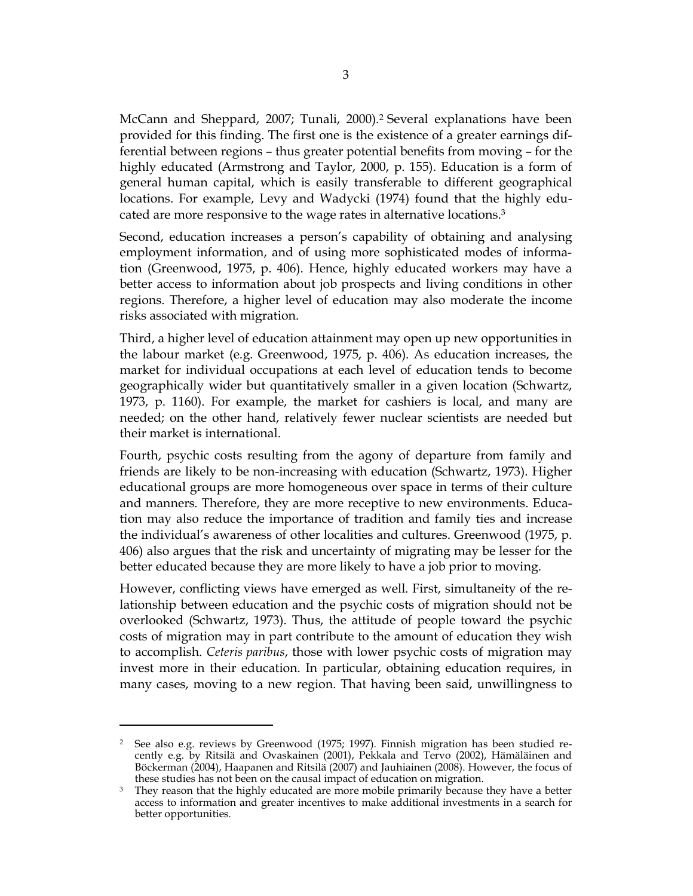McCann and Sheppard, 2007; Tunali, 2000).[2] Several explanations have been provided for this finding. The first one is the existence of a greater earnings differential between regions – thus greater potential benefits from moving – for the highly educated (Armstrong and Taylor, 2000, p. 155). Education is a form of general human capital, which is easily transferable to different geographical locations. For example, Levy and Wadycki (1974) found that the highly educated are more responsive to the wage rates in alternative locations.[3]

Second, education increases a person's capability of obtaining and analysing employment information, and of using more sophisticated modes of information (Greenwood, 1975, p. 406). Hence, highly educated workers may have a better access to information about job prospects and living conditions in other regions. Therefore, a higher level of education may also moderate the income risks associated with migration.

Third, a higher level of education attainment may open up new opportunities in the labour market (e.g. Greenwood, 1975, p. 406). As education increases, the market for individual occupations at each level of education tends to become geographically wider but quantitatively smaller in a given location (Schwartz, 1973, p. 1160). For example, the market for cashiers is local, and many are needed; on the other hand, relatively fewer nuclear scientists are needed but their market is international.

Fourth, psychic costs resulting from the agony of departure from family and friends are likely to be non-increasing with education (Schwartz, 1973). Higher educational groups are more homogeneous over space in terms of their culture and manners. Therefore, they are more receptive to new environments. Education may also reduce the importance of tradition and family ties and increase the individual's awareness of other localities and cultures. Greenwood (1975, p. 406) also argues that the risk and uncertainty of migrating may be lesser for the better educated because they are more likely to have a job prior to moving.

However, conflicting views have emerged as well. First, simultaneity of the relationship between education and the psychic costs of migration should not be overlooked (Schwartz, 1973). Thus, the attitude of people toward the psychic costs of migration may in part contribute to the amount of education they wish to accomplish. *Ceteris paribus*, those with lower psychic costs of migration may invest more in their education. In particular, obtaining education requires, in many cases, moving to a new region. That having been said, unwillingness to

---

[2] See also e.g. reviews by Greenwood (1975; 1997). Finnish migration has been studied recently e.g. by Ritsilä and Ovaskainen (2001), Pekkala and Tervo (2002), Hämäläinen and Böckerman (2004), Haapanen and Ritsilä (2007) and Jauhiainen (2008). However, the focus of these studies has not been on the causal impact of education on migration.

[3] They reason that the highly educated are more mobile primarily because they have a better access to information and greater incentives to make additional investments in a search for better opportunities.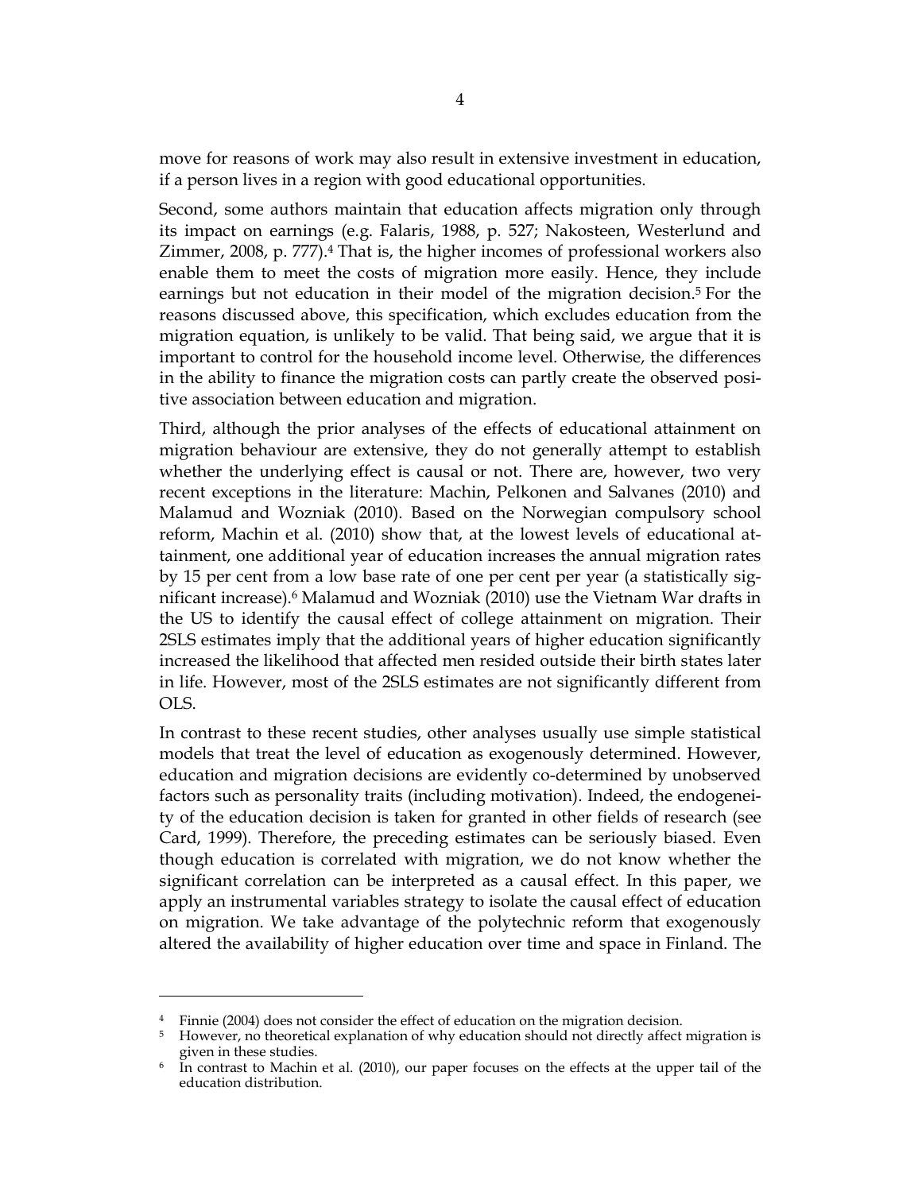move for reasons of work may also result in extensive investment in education, if a person lives in a region with good educational opportunities.

Second, some authors maintain that education affects migration only through its impact on earnings (e.g. Falaris, 1988, p. 527; Nakosteen, Westerlund and Zimmer, 2008, p. 777).[4] That is, the higher incomes of professional workers also enable them to meet the costs of migration more easily. Hence, they include earnings but not education in their model of the migration decision.[5] For the reasons discussed above, this specification, which excludes education from the migration equation, is unlikely to be valid. That being said, we argue that it is important to control for the household income level. Otherwise, the differences in the ability to finance the migration costs can partly create the observed positive association between education and migration.

Third, although the prior analyses of the effects of educational attainment on migration behaviour are extensive, they do not generally attempt to establish whether the underlying effect is causal or not. There are, however, two very recent exceptions in the literature: Machin, Pelkonen and Salvanes (2010) and Malamud and Wozniak (2010). Based on the Norwegian compulsory school reform, Machin et al. (2010) show that, at the lowest levels of educational attainment, one additional year of education increases the annual migration rates by 15 per cent from a low base rate of one per cent per year (a statistically significant increase).[6] Malamud and Wozniak (2010) use the Vietnam War drafts in the US to identify the causal effect of college attainment on migration. Their 2SLS estimates imply that the additional years of higher education significantly increased the likelihood that affected men resided outside their birth states later in life. However, most of the 2SLS estimates are not significantly different from OLS.

In contrast to these recent studies, other analyses usually use simple statistical models that treat the level of education as exogenously determined. However, education and migration decisions are evidently co-determined by unobserved factors such as personality traits (including motivation). Indeed, the endogeneity of the education decision is taken for granted in other fields of research (see Card, 1999). Therefore, the preceding estimates can be seriously biased. Even though education is correlated with migration, we do not know whether the significant correlation can be interpreted as a causal effect. In this paper, we apply an instrumental variables strategy to isolate the causal effect of education on migration. We take advantage of the polytechnic reform that exogenously altered the availability of higher education over time and space in Finland. The

---

[4] Finnie (2004) does not consider the effect of education on the migration decision.

[5] However, no theoretical explanation of why education should not directly affect migration is given in these studies.

[6] In contrast to Machin et al. (2010), our paper focuses on the effects at the upper tail of the education distribution.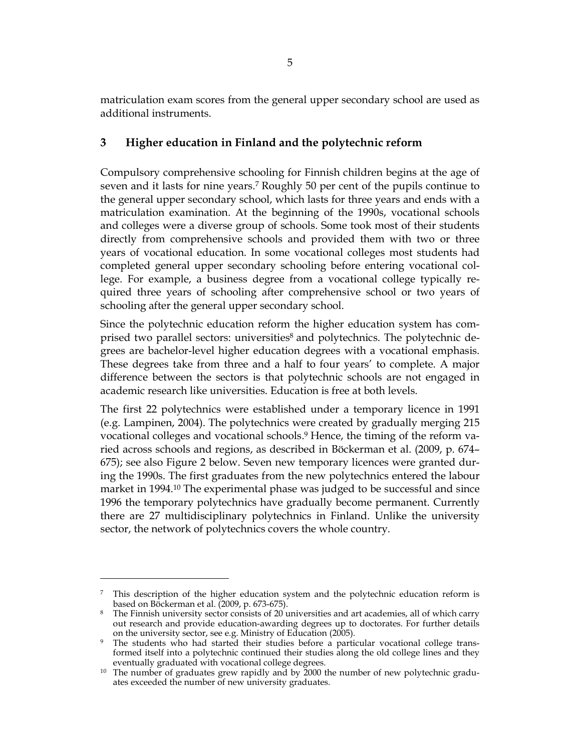matriculation exam scores from the general upper secondary school are used as additional instruments.

## 3 Higher education in Finland and the polytechnic reform

Compulsory comprehensive schooling for Finnish children begins at the age of seven and it lasts for nine years.[7] Roughly 50 per cent of the pupils continue to the general upper secondary school, which lasts for three years and ends with a matriculation examination. At the beginning of the 1990s, vocational schools and colleges were a diverse group of schools. Some took most of their students directly from comprehensive schools and provided them with two or three years of vocational education. In some vocational colleges most students had completed general upper secondary schooling before entering vocational college. For example, a business degree from a vocational college typically required three years of schooling after comprehensive school or two years of schooling after the general upper secondary school.

Since the polytechnic education reform the higher education system has comprised two parallel sectors: universities[8] and polytechnics. The polytechnic degrees are bachelor-level higher education degrees with a vocational emphasis. These degrees take from three and a half to four years' to complete. A major difference between the sectors is that polytechnic schools are not engaged in academic research like universities. Education is free at both levels.

The first 22 polytechnics were established under a temporary licence in 1991 (e.g. Lampinen, 2004). The polytechnics were created by gradually merging 215 vocational colleges and vocational schools.[9] Hence, the timing of the reform varied across schools and regions, as described in Böckerman et al. (2009, p. 674–675); see also Figure 2 below. Seven new temporary licences were granted during the 1990s. The first graduates from the new polytechnics entered the labour market in 1994.[10] The experimental phase was judged to be successful and since 1996 the temporary polytechnics have gradually become permanent. Currently there are 27 multidisciplinary polytechnics in Finland. Unlike the university sector, the network of polytechnics covers the whole country.

---

[7] This description of the higher education system and the polytechnic education reform is based on Böckerman et al. (2009, p. 673-675).

[8] The Finnish university sector consists of 20 universities and art academies, all of which carry out research and provide education-awarding degrees up to doctorates. For further details on the university sector, see e.g. Ministry of Education (2005).

[9] The students who had started their studies before a particular vocational college transformed itself into a polytechnic continued their studies along the old college lines and they eventually graduated with vocational college degrees.

[10] The number of graduates grew rapidly and by 2000 the number of new polytechnic graduates exceeded the number of new university graduates.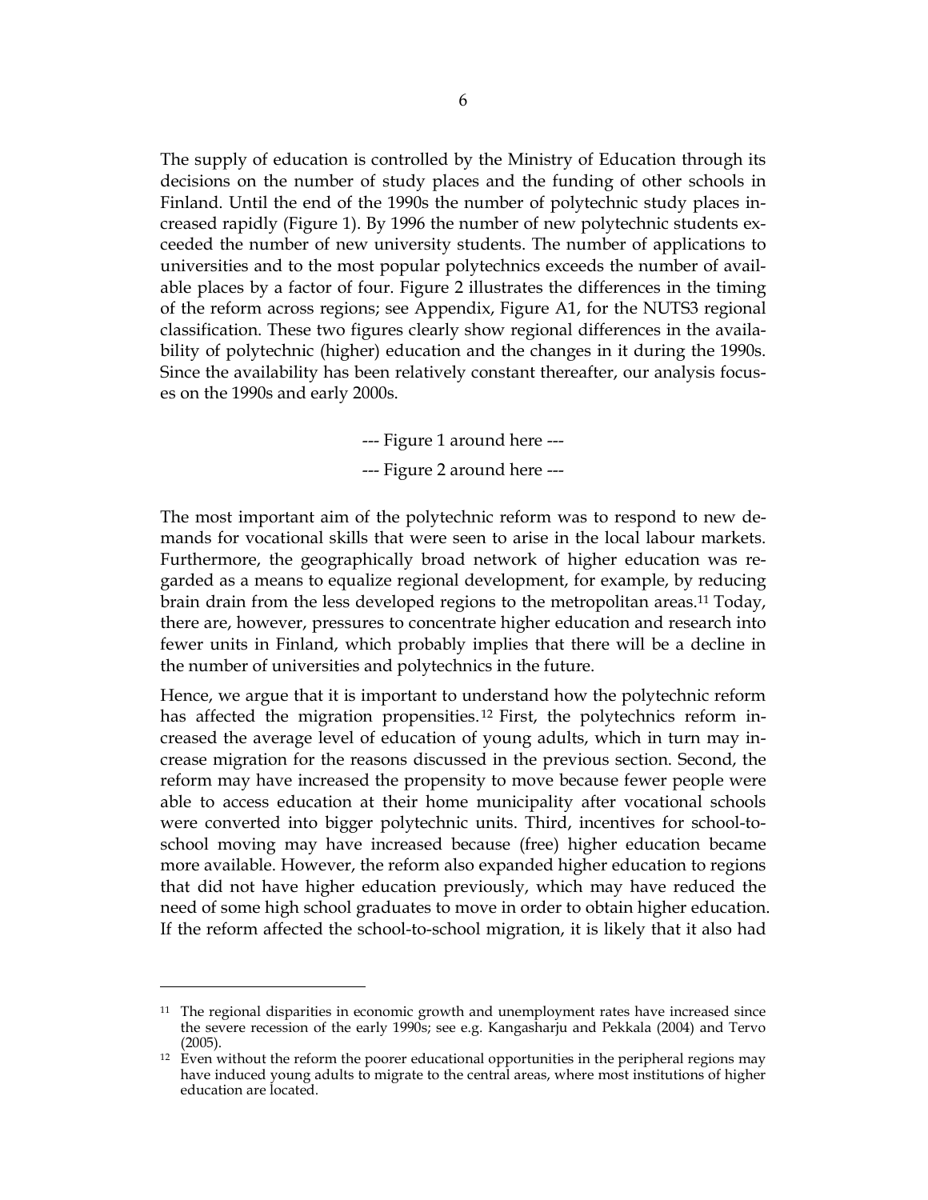The supply of education is controlled by the Ministry of Education through its decisions on the number of study places and the funding of other schools in Finland. Until the end of the 1990s the number of polytechnic study places increased rapidly (Figure 1). By 1996 the number of new polytechnic students exceeded the number of new university students. The number of applications to universities and to the most popular polytechnics exceeds the number of available places by a factor of four. Figure 2 illustrates the differences in the timing of the reform across regions; see Appendix, Figure A1, for the NUTS3 regional classification. These two figures clearly show regional differences in the availability of polytechnic (higher) education and the changes in it during the 1990s. Since the availability has been relatively constant thereafter, our analysis focuses on the 1990s and early 2000s.

--- Figure 1 around here ---

--- Figure 2 around here ---

The most important aim of the polytechnic reform was to respond to new demands for vocational skills that were seen to arise in the local labour markets. Furthermore, the geographically broad network of higher education was regarded as a means to equalize regional development, for example, by reducing brain drain from the less developed regions to the metropolitan areas.[11] Today, there are, however, pressures to concentrate higher education and research into fewer units in Finland, which probably implies that there will be a decline in the number of universities and polytechnics in the future.

Hence, we argue that it is important to understand how the polytechnic reform has affected the migration propensities.[12] First, the polytechnics reform increased the average level of education of young adults, which in turn may increase migration for the reasons discussed in the previous section. Second, the reform may have increased the propensity to move because fewer people were able to access education at their home municipality after vocational schools were converted into bigger polytechnic units. Third, incentives for school-to-school moving may have increased because (free) higher education became more available. However, the reform also expanded higher education to regions that did not have higher education previously, which may have reduced the need of some high school graduates to move in order to obtain higher education. If the reform affected the school-to-school migration, it is likely that it also had

[11] The regional disparities in economic growth and unemployment rates have increased since the severe recession of the early 1990s; see e.g. Kangasharju and Pekkala (2004) and Tervo (2005).

[12] Even without the reform the poorer educational opportunities in the peripheral regions may have induced young adults to migrate to the central areas, where most institutions of higher education are located.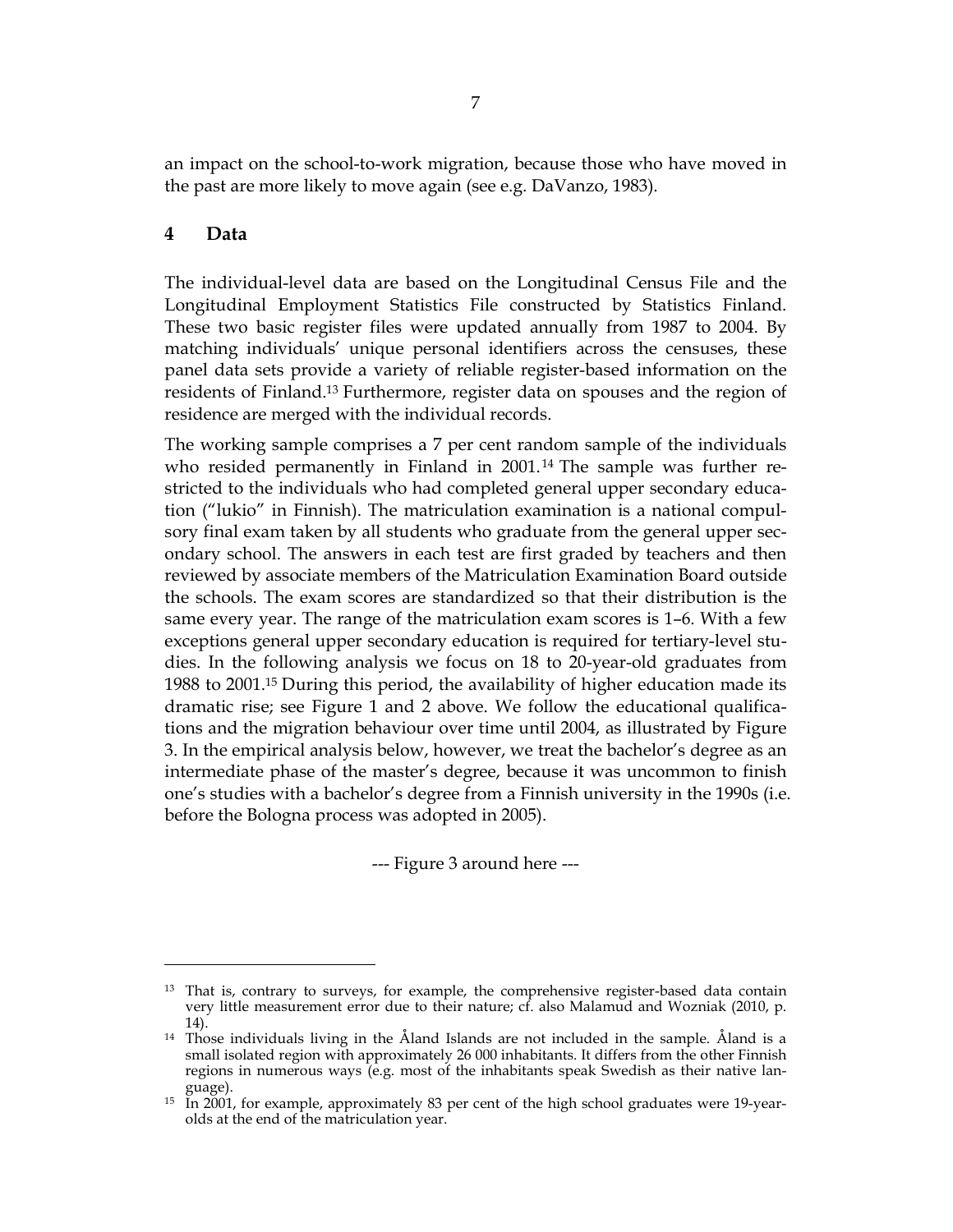an impact on the school-to-work migration, because those who have moved in the past are more likely to move again (see e.g. DaVanzo, 1983).

## 4 Data

The individual-level data are based on the Longitudinal Census File and the Longitudinal Employment Statistics File constructed by Statistics Finland. These two basic register files were updated annually from 1987 to 2004. By matching individuals' unique personal identifiers across the censuses, these panel data sets provide a variety of reliable register-based information on the residents of Finland.[13] Furthermore, register data on spouses and the region of residence are merged with the individual records.

The working sample comprises a 7 per cent random sample of the individuals who resided permanently in Finland in 2001.[14] The sample was further restricted to the individuals who had completed general upper secondary education ("lukio" in Finnish). The matriculation examination is a national compulsory final exam taken by all students who graduate from the general upper secondary school. The answers in each test are first graded by teachers and then reviewed by associate members of the Matriculation Examination Board outside the schools. The exam scores are standardized so that their distribution is the same every year. The range of the matriculation exam scores is 1–6. With a few exceptions general upper secondary education is required for tertiary-level studies. In the following analysis we focus on 18 to 20-year-old graduates from 1988 to 2001.[15] During this period, the availability of higher education made its dramatic rise; see Figure 1 and 2 above. We follow the educational qualifications and the migration behaviour over time until 2004, as illustrated by Figure 3. In the empirical analysis below, however, we treat the bachelor's degree as an intermediate phase of the master's degree, because it was uncommon to finish one's studies with a bachelor's degree from a Finnish university in the 1990s (i.e. before the Bologna process was adopted in 2005).

--- Figure 3 around here ---

---

[13] That is, contrary to surveys, for example, the comprehensive register-based data contain very little measurement error due to their nature; cf. also Malamud and Wozniak (2010, p. 14).

[14] Those individuals living in the Åland Islands are not included in the sample. Åland is a small isolated region with approximately 26 000 inhabitants. It differs from the other Finnish regions in numerous ways (e.g. most of the inhabitants speak Swedish as their native language).

[15] In 2001, for example, approximately 83 per cent of the high school graduates were 19-year-olds at the end of the matriculation year.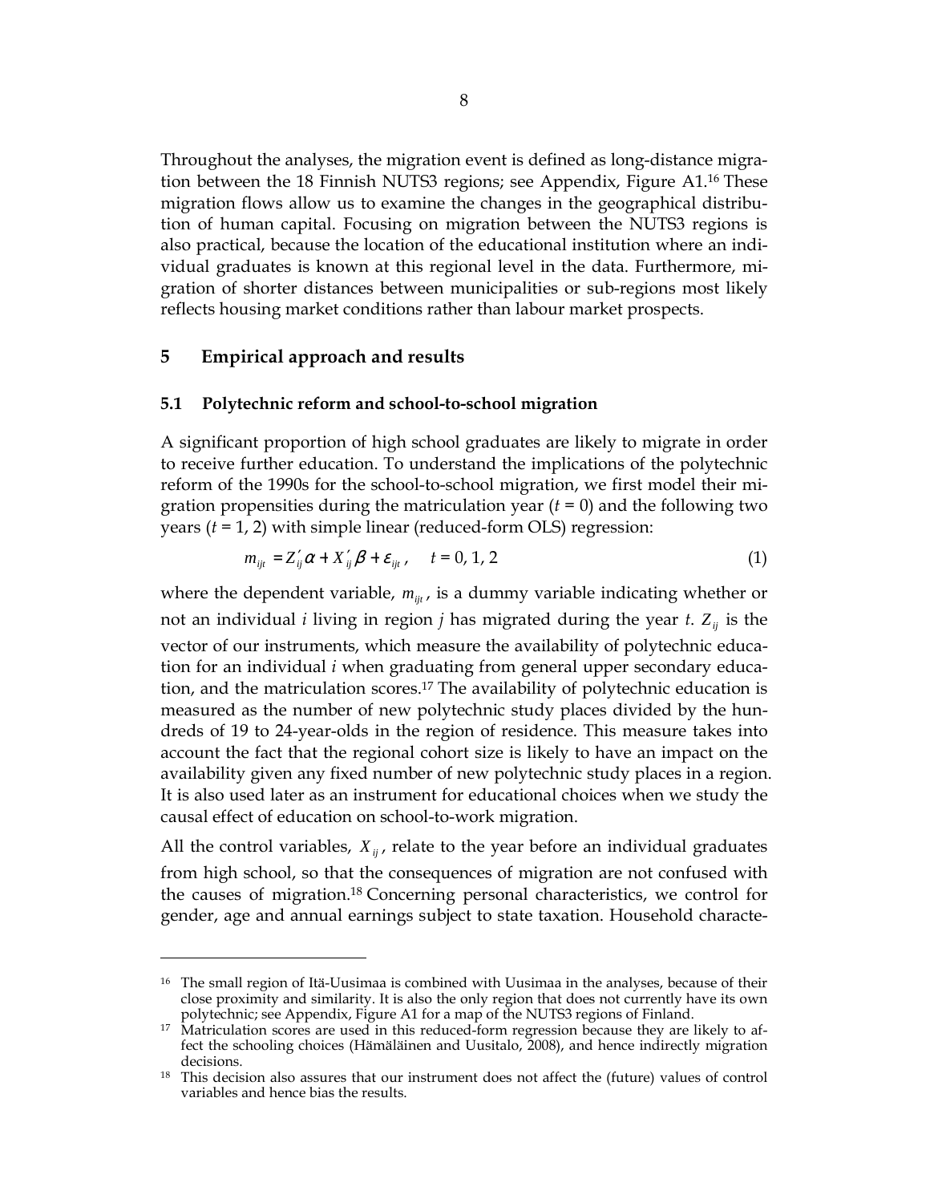Throughout the analyses, the migration event is defined as long-distance migration between the 18 Finnish NUTS3 regions; see Appendix, Figure A1.[16] These migration flows allow us to examine the changes in the geographical distribution of human capital. Focusing on migration between the NUTS3 regions is also practical, because the location of the educational institution where an individual graduates is known at this regional level in the data. Furthermore, migration of shorter distances between municipalities or sub-regions most likely reflects housing market conditions rather than labour market prospects.

## 5 Empirical approach and results

### 5.1 Polytechnic reform and school-to-school migration

A significant proportion of high school graduates are likely to migrate in order to receive further education. To understand the implications of the polytechnic reform of the 1990s for the school-to-school migration, we first model their migration propensities during the matriculation year ($t = 0$) and the following two years ($t = 1, 2$) with simple linear (reduced-form OLS) regression:

$$m_{ijt} = Z_{ij}'\alpha + X_{ij}'\beta + \varepsilon_{ijt}, \quad t = 0, 1, 2 \tag{1}$$

where the dependent variable, $m_{ijt}$, is a dummy variable indicating whether or not an individual $i$ living in region $j$ has migrated during the year $t$. $Z_{ij}$ is the vector of our instruments, which measure the availability of polytechnic education for an individual $i$ when graduating from general upper secondary education, and the matriculation scores.[17] The availability of polytechnic education is measured as the number of new polytechnic study places divided by the hundreds of 19 to 24-year-olds in the region of residence. This measure takes into account the fact that the regional cohort size is likely to have an impact on the availability given any fixed number of new polytechnic study places in a region. It is also used later as an instrument for educational choices when we study the causal effect of education on school-to-work migration.

All the control variables, $X_{ij}$, relate to the year before an individual graduates from high school, so that the consequences of migration are not confused with the causes of migration.[18] Concerning personal characteristics, we control for gender, age and annual earnings subject to state taxation. Household characte-

---

[16] The small region of Itä-Uusimaa is combined with Uusimaa in the analyses, because of their close proximity and similarity. It is also the only region that does not currently have its own polytechnic; see Appendix, Figure A1 for a map of the NUTS3 regions of Finland.

[17] Matriculation scores are used in this reduced-form regression because they are likely to affect the schooling choices (Hämäläinen and Uusitalo, 2008), and hence indirectly migration decisions.

[18] This decision also assures that our instrument does not affect the (future) values of control variables and hence bias the results.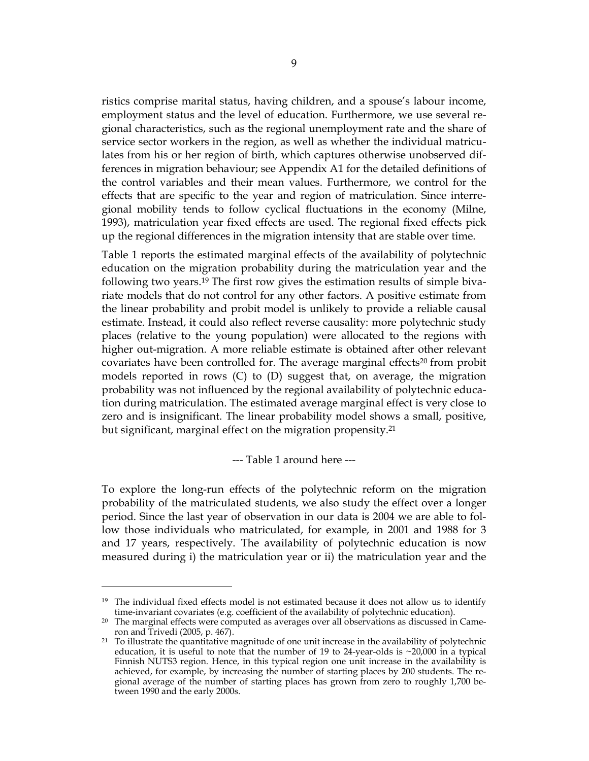ristics comprise marital status, having children, and a spouse's labour income, employment status and the level of education. Furthermore, we use several regional characteristics, such as the regional unemployment rate and the share of service sector workers in the region, as well as whether the individual matriculates from his or her region of birth, which captures otherwise unobserved differences in migration behaviour; see Appendix A1 for the detailed definitions of the control variables and their mean values. Furthermore, we control for the effects that are specific to the year and region of matriculation. Since interregional mobility tends to follow cyclical fluctuations in the economy (Milne, 1993), matriculation year fixed effects are used. The regional fixed effects pick up the regional differences in the migration intensity that are stable over time.

Table 1 reports the estimated marginal effects of the availability of polytechnic education on the migration probability during the matriculation year and the following two years.[19] The first row gives the estimation results of simple bivariate models that do not control for any other factors. A positive estimate from the linear probability and probit model is unlikely to provide a reliable causal estimate. Instead, it could also reflect reverse causality: more polytechnic study places (relative to the young population) were allocated to the regions with higher out-migration. A more reliable estimate is obtained after other relevant covariates have been controlled for. The average marginal effects[20] from probit models reported in rows (C) to (D) suggest that, on average, the migration probability was not influenced by the regional availability of polytechnic education during matriculation. The estimated average marginal effect is very close to zero and is insignificant. The linear probability model shows a small, positive, but significant, marginal effect on the migration propensity.[21]

--- Table 1 around here ---

To explore the long-run effects of the polytechnic reform on the migration probability of the matriculated students, we also study the effect over a longer period. Since the last year of observation in our data is 2004 we are able to follow those individuals who matriculated, for example, in 2001 and 1988 for 3 and 17 years, respectively. The availability of polytechnic education is now measured during i) the matriculation year or ii) the matriculation year and the

[19] The individual fixed effects model is not estimated because it does not allow us to identify time-invariant covariates (e.g. coefficient of the availability of polytechnic education).

[20] The marginal effects were computed as averages over all observations as discussed in Cameron and Trivedi (2005, p. 467).

[21] To illustrate the quantitative magnitude of one unit increase in the availability of polytechnic education, it is useful to note that the number of 19 to 24-year-olds is ~20,000 in a typical Finnish NUTS3 region. Hence, in this typical region one unit increase in the availability is achieved, for example, by increasing the number of starting places by 200 students. The regional average of the number of starting places has grown from zero to roughly 1,700 between 1990 and the early 2000s.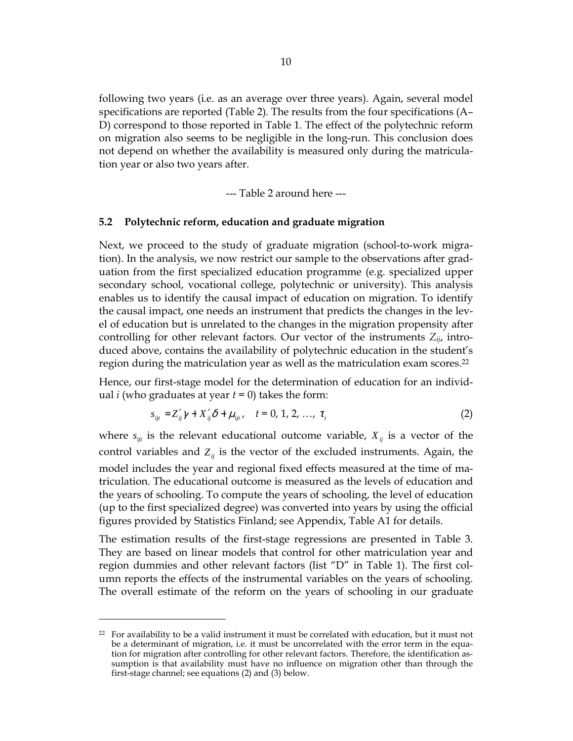following two years (i.e. as an average over three years). Again, several model specifications are reported (Table 2). The results from the four specifications (A–D) correspond to those reported in Table 1. The effect of the polytechnic reform on migration also seems to be negligible in the long-run. This conclusion does not depend on whether the availability is measured only during the matriculation year or also two years after.

--- Table 2 around here ---

### 5.2 Polytechnic reform, education and graduate migration

Next, we proceed to the study of graduate migration (school-to-work migration). In the analysis, we now restrict our sample to the observations after graduation from the first specialized education programme (e.g. specialized upper secondary school, vocational college, polytechnic or university). This analysis enables us to identify the causal impact of education on migration. To identify the causal impact, one needs an instrument that predicts the changes in the level of education but is unrelated to the changes in the migration propensity after controlling for other relevant factors. Our vector of the instruments $Z_{ij}$, introduced above, contains the availability of polytechnic education in the student's region during the matriculation year as well as the matriculation exam scores.[22]

Hence, our first-stage model for the determination of education for an individual $i$ (who graduates at year $t = 0$) takes the form:

$$s_{ijt} = Z_{ij}'\gamma + X_{ij}'\delta + \mu_{ijt}, \quad t = 0, 1, 2, \ldots, \tau_i \tag{2}$$

where $s_{ijt}$ is the relevant educational outcome variable, $X_{ij}$ is a vector of the control variables and $Z_{ij}$ is the vector of the excluded instruments. Again, the model includes the year and regional fixed effects measured at the time of matriculation. The educational outcome is measured as the levels of education and the years of schooling. To compute the years of schooling, the level of education (up to the first specialized degree) was converted into years by using the official figures provided by Statistics Finland; see Appendix, Table A1 for details.

The estimation results of the first-stage regressions are presented in Table 3. They are based on linear models that control for other matriculation year and region dummies and other relevant factors (list "D" in Table 1). The first column reports the effects of the instrumental variables on the years of schooling. The overall estimate of the reform on the years of schooling in our graduate

---

[22] For availability to be a valid instrument it must be correlated with education, but it must not be a determinant of migration, i.e. it must be uncorrelated with the error term in the equation for migration after controlling for other relevant factors. Therefore, the identification assumption is that availability must have no influence on migration other than through the first-stage channel; see equations (2) and (3) below.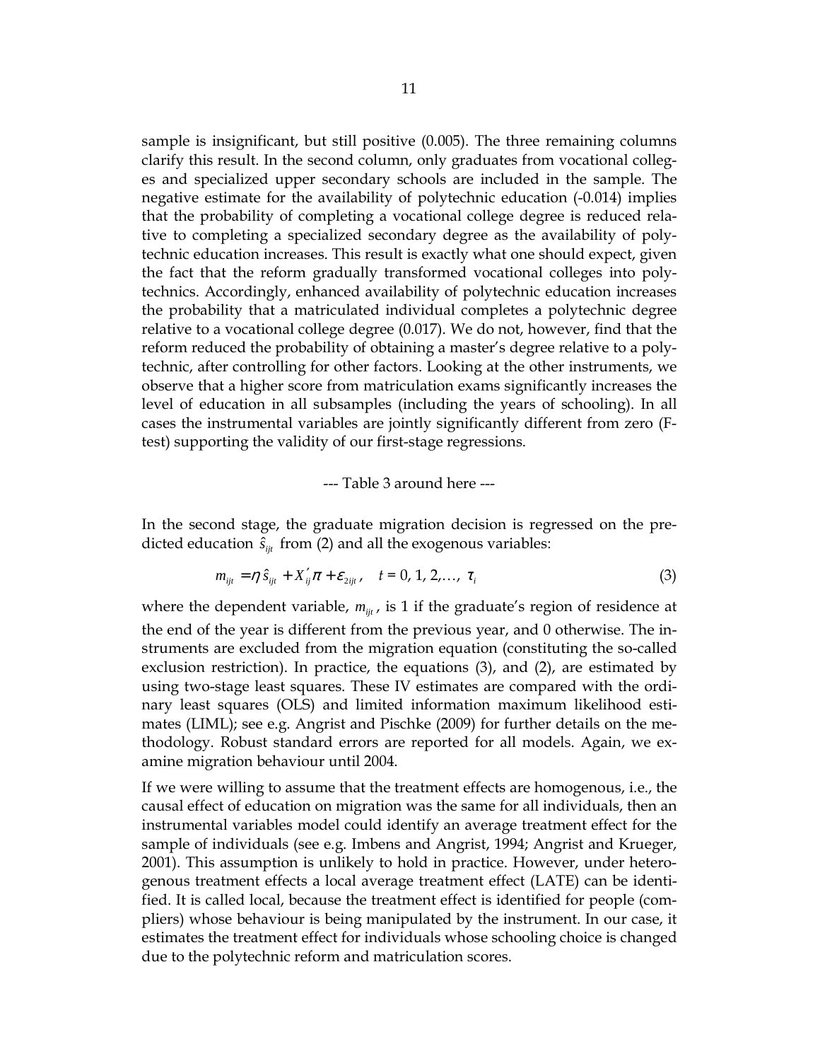sample is insignificant, but still positive (0.005). The three remaining columns clarify this result. In the second column, only graduates from vocational colleges and specialized upper secondary schools are included in the sample. The negative estimate for the availability of polytechnic education (-0.014) implies that the probability of completing a vocational college degree is reduced relative to completing a specialized secondary degree as the availability of polytechnic education increases. This result is exactly what one should expect, given the fact that the reform gradually transformed vocational colleges into polytechnics. Accordingly, enhanced availability of polytechnic education increases the probability that a matriculated individual completes a polytechnic degree relative to a vocational college degree (0.017). We do not, however, find that the reform reduced the probability of obtaining a master's degree relative to a polytechnic, after controlling for other factors. Looking at the other instruments, we observe that a higher score from matriculation exams significantly increases the level of education in all subsamples (including the years of schooling). In all cases the instrumental variables are jointly significantly different from zero (F-test) supporting the validity of our first-stage regressions.

--- Table 3 around here ---

In the second stage, the graduate migration decision is regressed on the predicted education $\hat{s}_{ijt}$ from (2) and all the exogenous variables:

$$m_{ijt} = \eta \hat{s}_{ijt} + X_{ij}^{\prime} \pi + \varepsilon_{2ijt}, \quad t = 0, 1, 2, \ldots, \tau_i \tag{3}$$

where the dependent variable, $m_{ijt}$, is 1 if the graduate's region of residence at the end of the year is different from the previous year, and 0 otherwise. The instruments are excluded from the migration equation (constituting the so-called exclusion restriction). In practice, the equations (3), and (2), are estimated by using two-stage least squares. These IV estimates are compared with the ordinary least squares (OLS) and limited information maximum likelihood estimates (LIML); see e.g. Angrist and Pischke (2009) for further details on the methodology. Robust standard errors are reported for all models. Again, we examine migration behaviour until 2004.

If we were willing to assume that the treatment effects are homogenous, i.e., the causal effect of education on migration was the same for all individuals, then an instrumental variables model could identify an average treatment effect for the sample of individuals (see e.g. Imbens and Angrist, 1994; Angrist and Krueger, 2001). This assumption is unlikely to hold in practice. However, under heterogenous treatment effects a local average treatment effect (LATE) can be identified. It is called local, because the treatment effect is identified for people (compliers) whose behaviour is being manipulated by the instrument. In our case, it estimates the treatment effect for individuals whose schooling choice is changed due to the polytechnic reform and matriculation scores.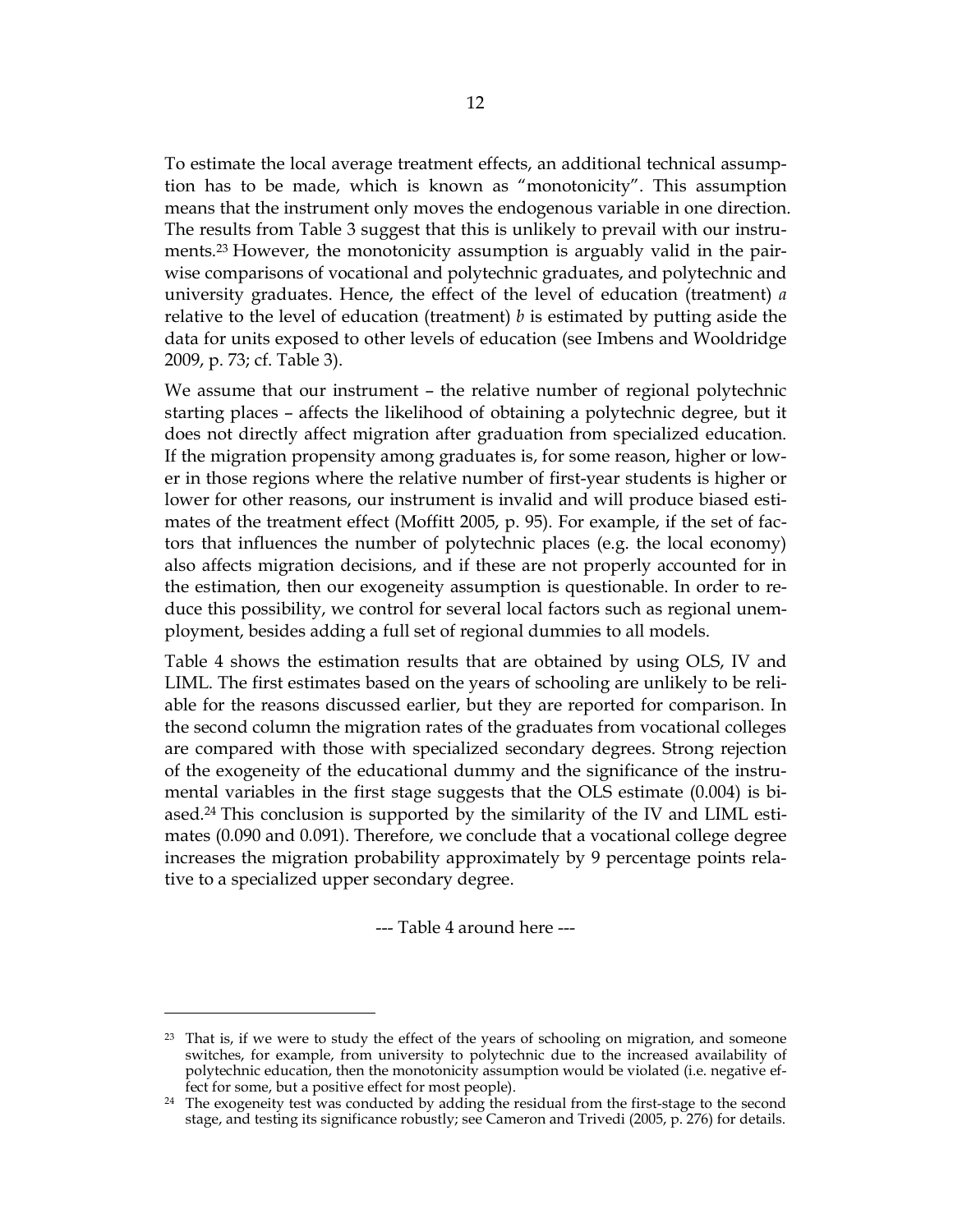To estimate the local average treatment effects, an additional technical assumption has to be made, which is known as "monotonicity". This assumption means that the instrument only moves the endogenous variable in one direction. The results from Table 3 suggest that this is unlikely to prevail with our instruments.[23] However, the monotonicity assumption is arguably valid in the pairwise comparisons of vocational and polytechnic graduates, and polytechnic and university graduates. Hence, the effect of the level of education (treatment) *a* relative to the level of education (treatment) *b* is estimated by putting aside the data for units exposed to other levels of education (see Imbens and Wooldridge 2009, p. 73; cf. Table 3).

We assume that our instrument – the relative number of regional polytechnic starting places – affects the likelihood of obtaining a polytechnic degree, but it does not directly affect migration after graduation from specialized education. If the migration propensity among graduates is, for some reason, higher or lower in those regions where the relative number of first-year students is higher or lower for other reasons, our instrument is invalid and will produce biased estimates of the treatment effect (Moffitt 2005, p. 95). For example, if the set of factors that influences the number of polytechnic places (e.g. the local economy) also affects migration decisions, and if these are not properly accounted for in the estimation, then our exogeneity assumption is questionable. In order to reduce this possibility, we control for several local factors such as regional unemployment, besides adding a full set of regional dummies to all models.

Table 4 shows the estimation results that are obtained by using OLS, IV and LIML. The first estimates based on the years of schooling are unlikely to be reliable for the reasons discussed earlier, but they are reported for comparison. In the second column the migration rates of the graduates from vocational colleges are compared with those with specialized secondary degrees. Strong rejection of the exogeneity of the educational dummy and the significance of the instrumental variables in the first stage suggests that the OLS estimate (0.004) is biased.[24] This conclusion is supported by the similarity of the IV and LIML estimates (0.090 and 0.091). Therefore, we conclude that a vocational college degree increases the migration probability approximately by 9 percentage points relative to a specialized upper secondary degree.

--- Table 4 around here ---

[23] That is, if we were to study the effect of the years of schooling on migration, and someone switches, for example, from university to polytechnic due to the increased availability of polytechnic education, then the monotonicity assumption would be violated (i.e. negative effect for some, but a positive effect for most people).

[24] The exogeneity test was conducted by adding the residual from the first-stage to the second stage, and testing its significance robustly; see Cameron and Trivedi (2005, p. 276) for details.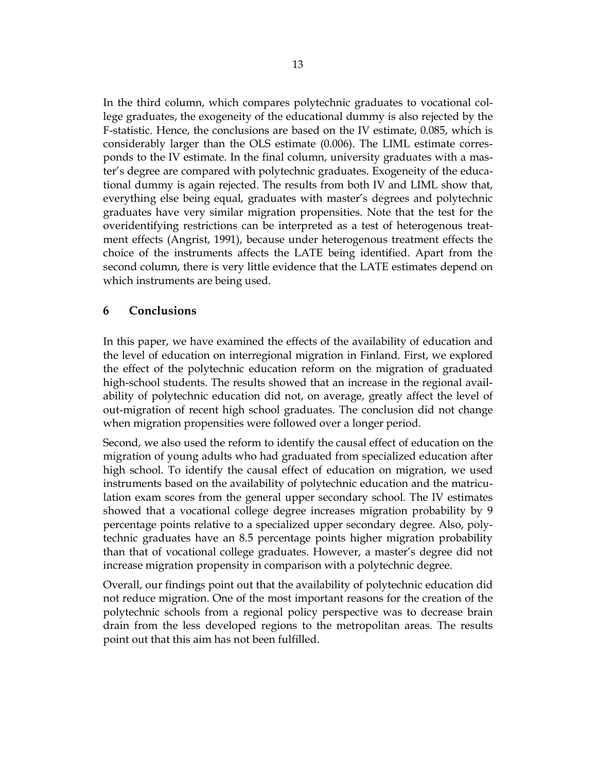In the third column, which compares polytechnic graduates to vocational college graduates, the exogeneity of the educational dummy is also rejected by the F-statistic. Hence, the conclusions are based on the IV estimate, 0.085, which is considerably larger than the OLS estimate (0.006). The LIML estimate corresponds to the IV estimate. In the final column, university graduates with a master's degree are compared with polytechnic graduates. Exogeneity of the educational dummy is again rejected. The results from both IV and LIML show that, everything else being equal, graduates with master's degrees and polytechnic graduates have very similar migration propensities. Note that the test for the overidentifying restrictions can be interpreted as a test of heterogenous treatment effects (Angrist, 1991), because under heterogenous treatment effects the choice of the instruments affects the LATE being identified. Apart from the second column, there is very little evidence that the LATE estimates depend on which instruments are being used.

## 6 Conclusions

In this paper, we have examined the effects of the availability of education and the level of education on interregional migration in Finland. First, we explored the effect of the polytechnic education reform on the migration of graduated high-school students. The results showed that an increase in the regional availability of polytechnic education did not, on average, greatly affect the level of out-migration of recent high school graduates. The conclusion did not change when migration propensities were followed over a longer period.

Second, we also used the reform to identify the causal effect of education on the migration of young adults who had graduated from specialized education after high school. To identify the causal effect of education on migration, we used instruments based on the availability of polytechnic education and the matriculation exam scores from the general upper secondary school. The IV estimates showed that a vocational college degree increases migration probability by 9 percentage points relative to a specialized upper secondary degree. Also, polytechnic graduates have an 8.5 percentage points higher migration probability than that of vocational college graduates. However, a master's degree did not increase migration propensity in comparison with a polytechnic degree.

Overall, our findings point out that the availability of polytechnic education did not reduce migration. One of the most important reasons for the creation of the polytechnic schools from a regional policy perspective was to decrease brain drain from the less developed regions to the metropolitan areas. The results point out that this aim has not been fulfilled.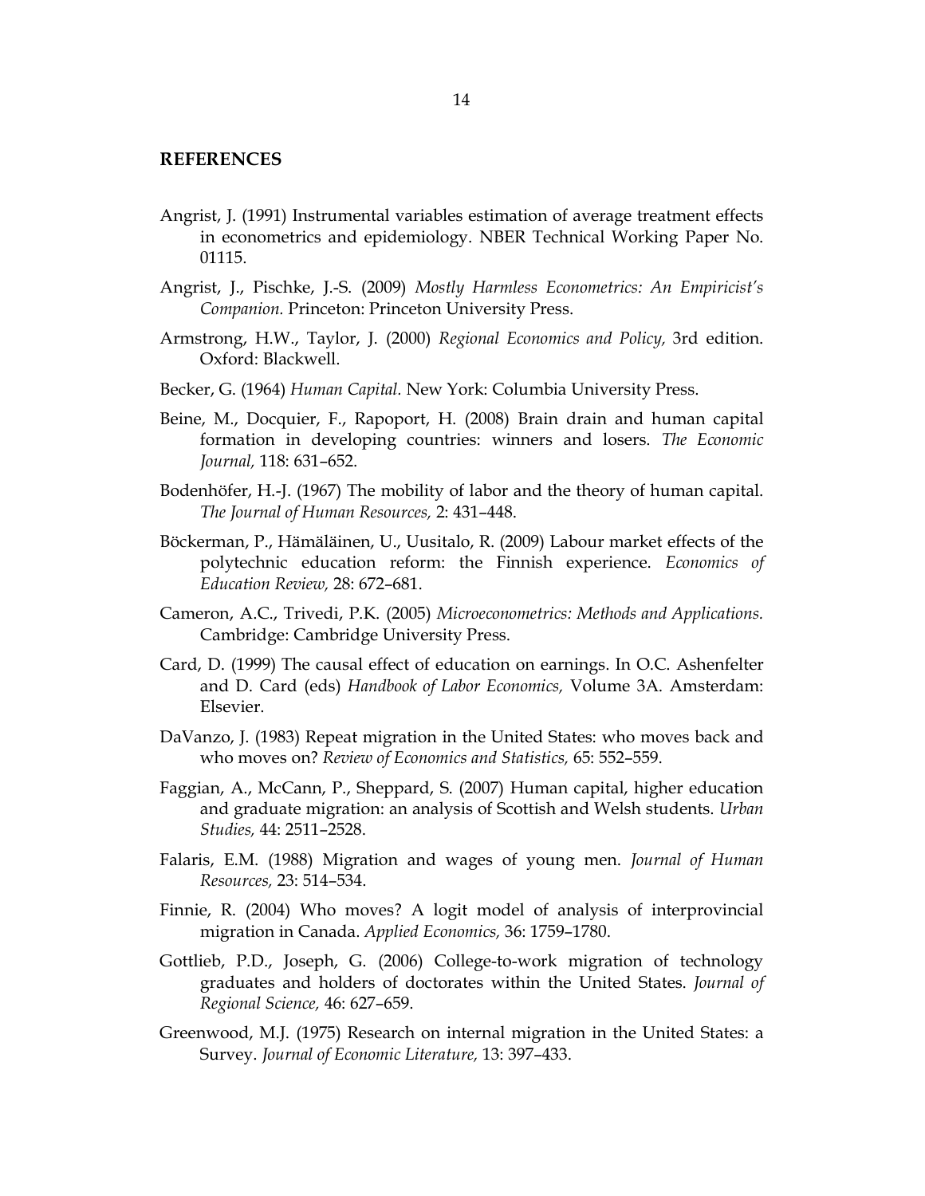## REFERENCES

Angrist, J. (1991) Instrumental variables estimation of average treatment effects in econometrics and epidemiology. NBER Technical Working Paper No. 01115.

Angrist, J., Pischke, J.-S. (2009) *Mostly Harmless Econometrics: An Empiricist's Companion.* Princeton: Princeton University Press.

Armstrong, H.W., Taylor, J. (2000) *Regional Economics and Policy,* 3rd edition. Oxford: Blackwell.

Becker, G. (1964) *Human Capital.* New York: Columbia University Press.

Beine, M., Docquier, F., Rapoport, H. (2008) Brain drain and human capital formation in developing countries: winners and losers. *The Economic Journal,* 118: 631–652.

Bodenhöfer, H.-J. (1967) The mobility of labor and the theory of human capital. *The Journal of Human Resources,* 2: 431–448.

Böckerman, P., Hämäläinen, U., Uusitalo, R. (2009) Labour market effects of the polytechnic education reform: the Finnish experience. *Economics of Education Review,* 28: 672–681.

Cameron, A.C., Trivedi, P.K. (2005) *Microeconometrics: Methods and Applications.* Cambridge: Cambridge University Press.

Card, D. (1999) The causal effect of education on earnings. In O.C. Ashenfelter and D. Card (eds) *Handbook of Labor Economics,* Volume 3A. Amsterdam: Elsevier.

DaVanzo, J. (1983) Repeat migration in the United States: who moves back and who moves on? *Review of Economics and Statistics,* 65: 552–559.

Faggian, A., McCann, P., Sheppard, S. (2007) Human capital, higher education and graduate migration: an analysis of Scottish and Welsh students. *Urban Studies,* 44: 2511–2528.

Falaris, E.M. (1988) Migration and wages of young men. *Journal of Human Resources,* 23: 514–534.

Finnie, R. (2004) Who moves? A logit model of analysis of interprovincial migration in Canada. *Applied Economics,* 36: 1759–1780.

Gottlieb, P.D., Joseph, G. (2006) College-to-work migration of technology graduates and holders of doctorates within the United States. *Journal of Regional Science,* 46: 627–659.

Greenwood, M.J. (1975) Research on internal migration in the United States: a Survey. *Journal of Economic Literature,* 13: 397–433.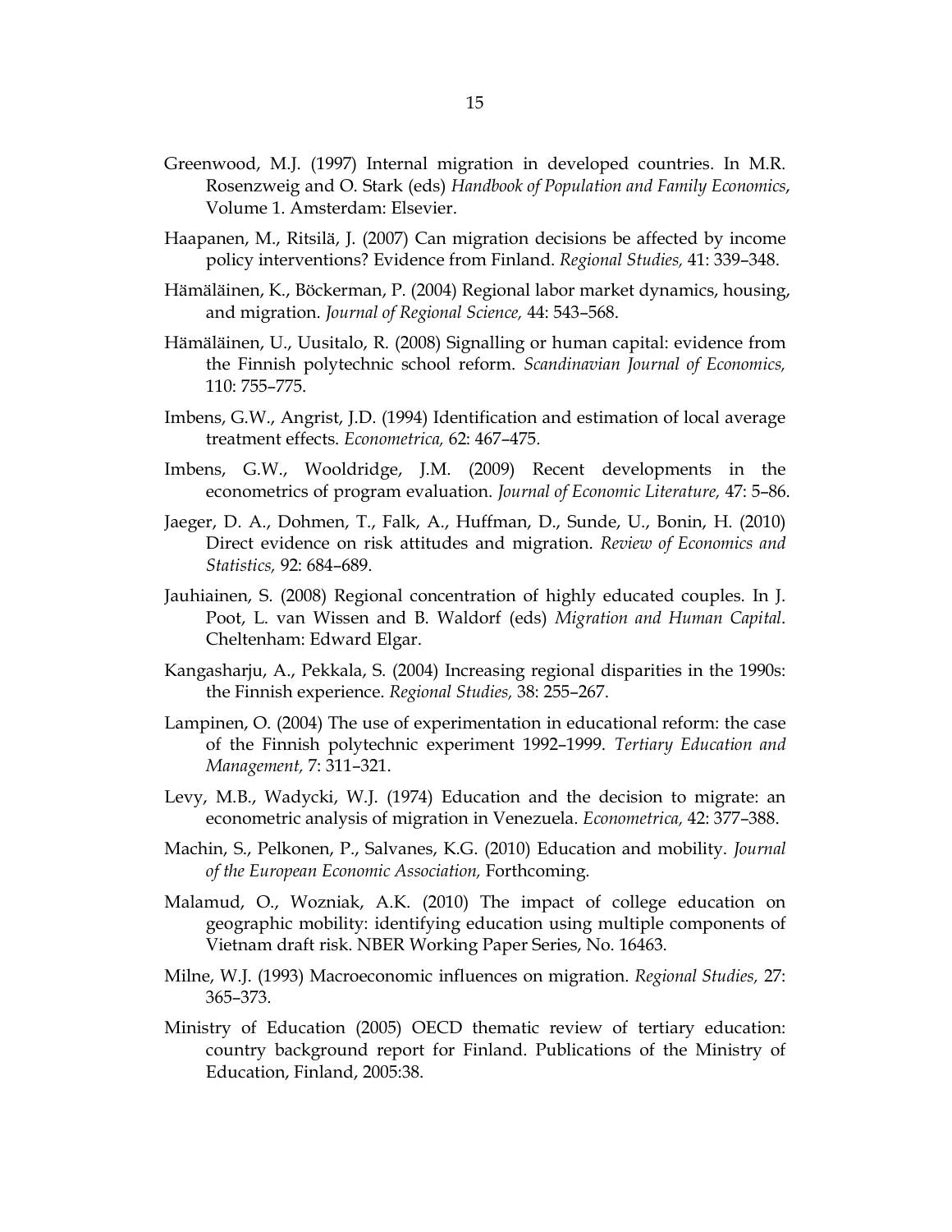Greenwood, M.J. (1997) Internal migration in developed countries. In M.R. Rosenzweig and O. Stark (eds) *Handbook of Population and Family Economics*, Volume 1. Amsterdam: Elsevier.

Haapanen, M., Ritsilä, J. (2007) Can migration decisions be affected by income policy interventions? Evidence from Finland. *Regional Studies,* 41: 339–348.

Hämäläinen, K., Böckerman, P. (2004) Regional labor market dynamics, housing, and migration. *Journal of Regional Science,* 44: 543–568.

Hämäläinen, U., Uusitalo, R. (2008) Signalling or human capital: evidence from the Finnish polytechnic school reform. *Scandinavian Journal of Economics,* 110: 755–775.

Imbens, G.W., Angrist, J.D. (1994) Identification and estimation of local average treatment effects. *Econometrica,* 62: 467–475.

Imbens, G.W., Wooldridge, J.M. (2009) Recent developments in the econometrics of program evaluation. *Journal of Economic Literature,* 47: 5–86.

Jaeger, D. A., Dohmen, T., Falk, A., Huffman, D., Sunde, U., Bonin, H. (2010) Direct evidence on risk attitudes and migration. *Review of Economics and Statistics,* 92: 684–689.

Jauhiainen, S. (2008) Regional concentration of highly educated couples. In J. Poot, L. van Wissen and B. Waldorf (eds) *Migration and Human Capital*. Cheltenham: Edward Elgar.

Kangasharju, A., Pekkala, S. (2004) Increasing regional disparities in the 1990s: the Finnish experience. *Regional Studies,* 38: 255–267.

Lampinen, O. (2004) The use of experimentation in educational reform: the case of the Finnish polytechnic experiment 1992–1999. *Tertiary Education and Management,* 7: 311–321.

Levy, M.B., Wadycki, W.J. (1974) Education and the decision to migrate: an econometric analysis of migration in Venezuela. *Econometrica,* 42: 377–388.

Machin, S., Pelkonen, P., Salvanes, K.G. (2010) Education and mobility. *Journal of the European Economic Association,* Forthcoming.

Malamud, O., Wozniak, A.K. (2010) The impact of college education on geographic mobility: identifying education using multiple components of Vietnam draft risk. NBER Working Paper Series, No. 16463.

Milne, W.J. (1993) Macroeconomic influences on migration. *Regional Studies,* 27: 365–373.

Ministry of Education (2005) OECD thematic review of tertiary education: country background report for Finland. Publications of the Ministry of Education, Finland, 2005:38.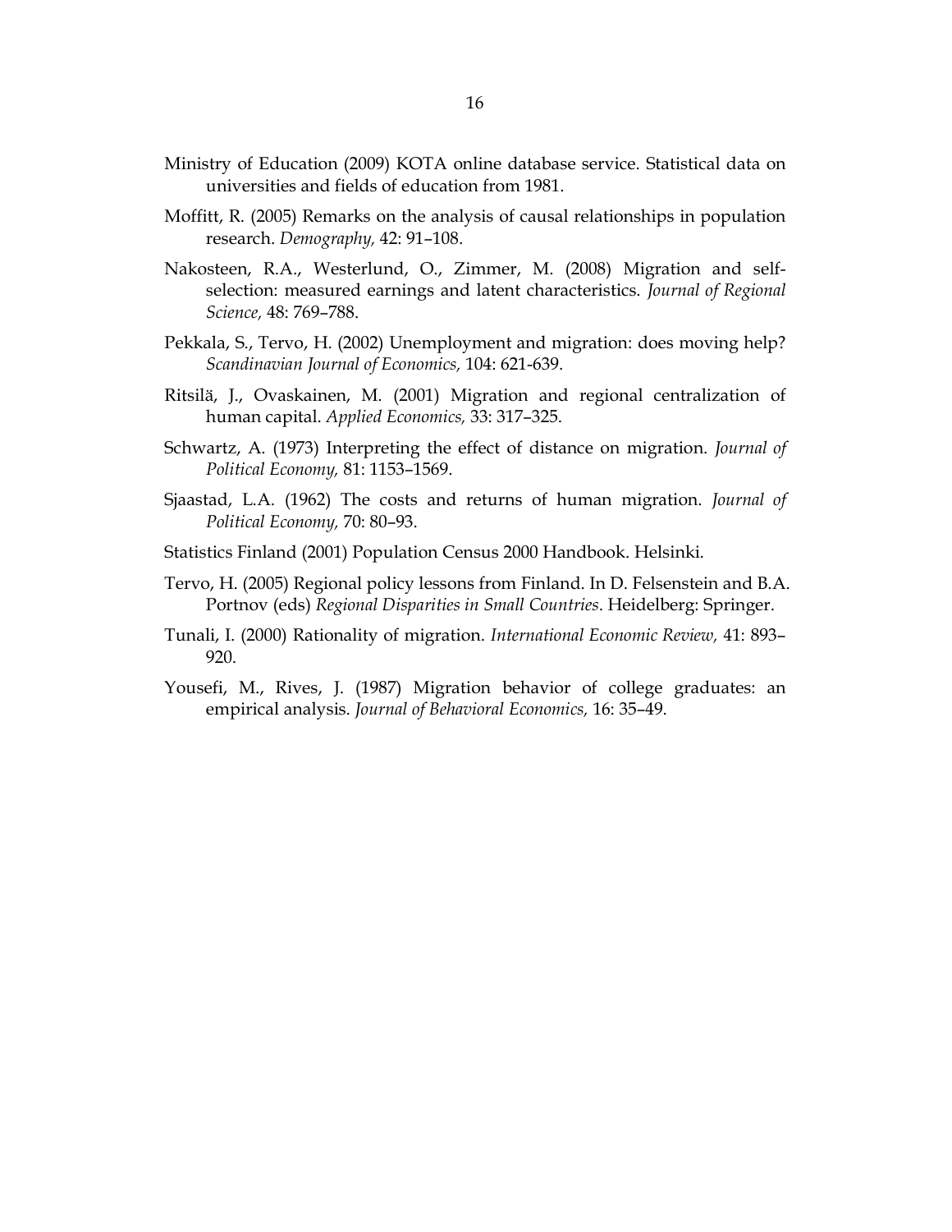Ministry of Education (2009) KOTA online database service. Statistical data on universities and fields of education from 1981.

Moffitt, R. (2005) Remarks on the analysis of causal relationships in population research. *Demography,* 42: 91–108.

Nakosteen, R.A., Westerlund, O., Zimmer, M. (2008) Migration and self-selection: measured earnings and latent characteristics. *Journal of Regional Science,* 48: 769–788.

Pekkala, S., Tervo, H. (2002) Unemployment and migration: does moving help? *Scandinavian Journal of Economics,* 104: 621-639.

Ritsilä, J., Ovaskainen, M. (2001) Migration and regional centralization of human capital. *Applied Economics,* 33: 317–325.

Schwartz, A. (1973) Interpreting the effect of distance on migration. *Journal of Political Economy,* 81: 1153–1569.

Sjaastad, L.A. (1962) The costs and returns of human migration. *Journal of Political Economy,* 70: 80–93.

Statistics Finland (2001) Population Census 2000 Handbook. Helsinki.

Tervo, H. (2005) Regional policy lessons from Finland. In D. Felsenstein and B.A. Portnov (eds) *Regional Disparities in Small Countries*. Heidelberg: Springer.

Tunali, I. (2000) Rationality of migration. *International Economic Review,* 41: 893–920.

Yousefi, M., Rives, J. (1987) Migration behavior of college graduates: an empirical analysis. *Journal of Behavioral Economics,* 16: 35–49.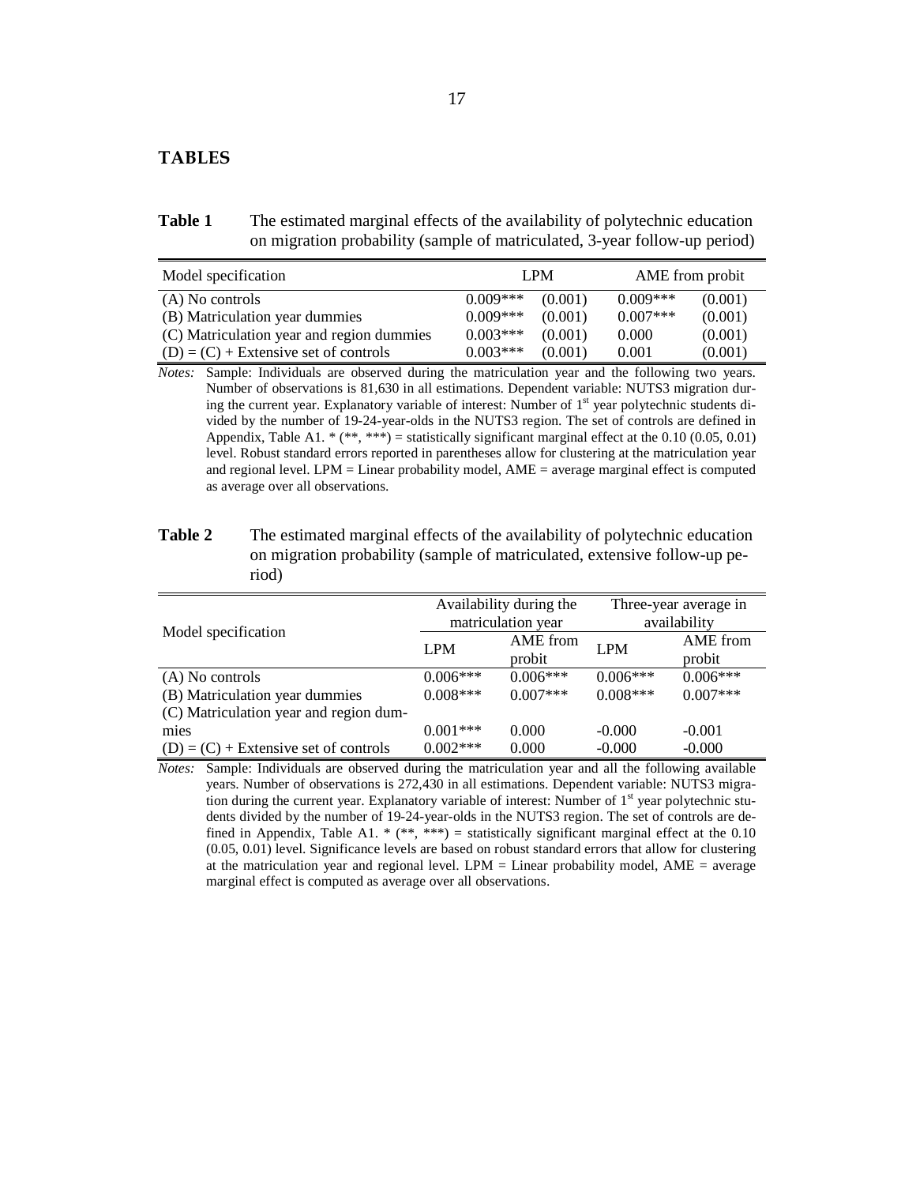# TABLES

**Table 1** The estimated marginal effects of the availability of polytechnic education on migration probability (sample of matriculated, 3-year follow-up period)

| Model specification | LPM | | AME from probit | |
|---|---|---|---|---|
| (A) No controls | 0.009*** | (0.001) | 0.009*** | (0.001) |
| (B) Matriculation year dummies | 0.009*** | (0.001) | 0.007*** | (0.001) |
| (C) Matriculation year and region dummies | 0.003*** | (0.001) | 0.000 | (0.001) |
| (D) = (C) + Extensive set of controls | 0.003*** | (0.001) | 0.001 | (0.001) |

*Notes:* Sample: Individuals are observed during the matriculation year and the following two years. Number of observations is 81,630 in all estimations. Dependent variable: NUTS3 migration during the current year. Explanatory variable of interest: Number of 1st year polytechnic students divided by the number of 19-24-year-olds in the NUTS3 region. The set of controls are defined in Appendix, Table A1. * (**, ***) = statistically significant marginal effect at the 0.10 (0.05, 0.01) level. Robust standard errors reported in parentheses allow for clustering at the matriculation year and regional level. LPM = Linear probability model, AME = average marginal effect is computed as average over all observations.

**Table 2** The estimated marginal effects of the availability of polytechnic education on migration probability (sample of matriculated, extensive follow-up period)

| Model specification | Availability during the matriculation year | | Three-year average in availability | |
|---|---|---|---|---|
| | LPM | AME from probit | LPM | AME from probit |
| (A) No controls | 0.006*** | 0.006*** | 0.006*** | 0.006*** |
| (B) Matriculation year dummies | 0.008*** | 0.007*** | 0.008*** | 0.007*** |
| (C) Matriculation year and region dummies | 0.001*** | 0.000 | -0.000 | -0.001 |
| (D) = (C) + Extensive set of controls | 0.002*** | 0.000 | -0.000 | -0.000 |

*Notes:* Sample: Individuals are observed during the matriculation year and all the following available years. Number of observations is 272,430 in all estimations. Dependent variable: NUTS3 migration during the current year. Explanatory variable of interest: Number of 1st year polytechnic students divided by the number of 19-24-year-olds in the NUTS3 region. The set of controls are defined in Appendix, Table A1. * (**, ***) = statistically significant marginal effect at the 0.10 (0.05, 0.01) level. Significance levels are based on robust standard errors that allow for clustering at the matriculation year and regional level. LPM = Linear probability model, AME = average marginal effect is computed as average over all observations.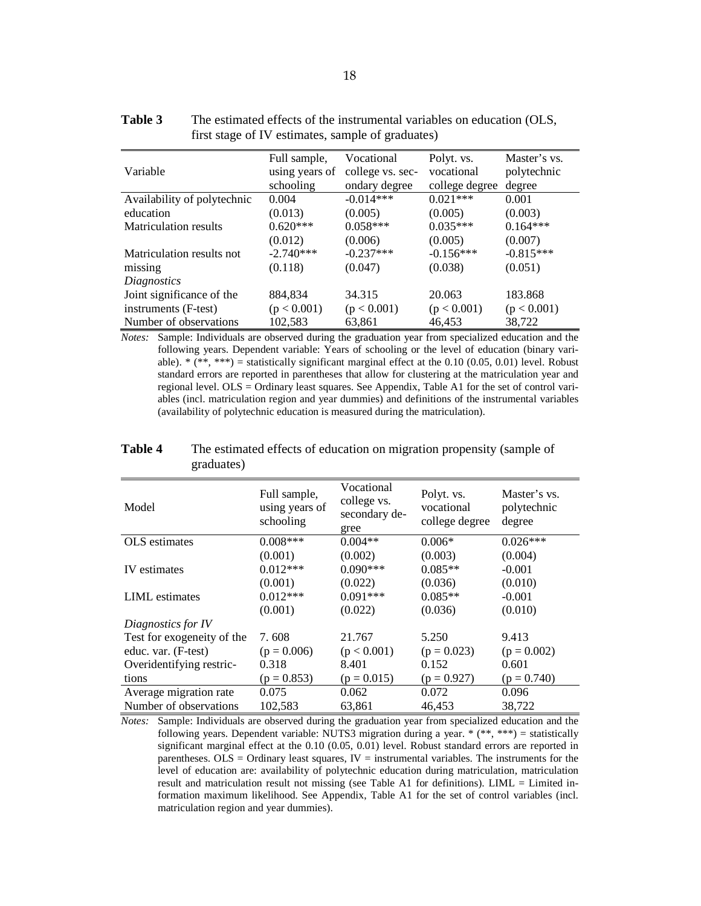**Table 3** The estimated effects of the instrumental variables on education (OLS, first stage of IV estimates, sample of graduates)

| Variable | Full sample, using years of schooling | Vocational college vs. secondary degree | Polyt. vs. vocational college degree | Master's vs. polytechnic degree |
|---|---|---|---|---|
| Availability of polytechnic education | 0.004 | -0.014*** | 0.021*** | 0.001 |
| | (0.013) | (0.005) | (0.005) | (0.003) |
| Matriculation results | 0.620*** | 0.058*** | 0.035*** | 0.164*** |
| | (0.012) | (0.006) | (0.005) | (0.007) |
| Matriculation results not missing | -2.740*** | -0.237*** | -0.156*** | -0.815*** |
| | (0.118) | (0.047) | (0.038) | (0.051) |
| *Diagnostics* | | | | |
| Joint significance of the instruments (F-test) | 884,834 | 34.315 | 20.063 | 183.868 |
| | ($p < 0.001$) | ($p < 0.001$) | ($p < 0.001$) | ($p < 0.001$) |
| Number of observations | 102,583 | 63,861 | 46,453 | 38,722 |

*Notes:* Sample: Individuals are observed during the graduation year from specialized education and the following years. Dependent variable: Years of schooling or the level of education (binary variable). * (**, ***) = statistically significant marginal effect at the 0.10 (0.05, 0.01) level. Robust standard errors are reported in parentheses that allow for clustering at the matriculation year and regional level. OLS = Ordinary least squares. See Appendix, Table A1 for the set of control variables (incl. matriculation region and year dummies) and definitions of the instrumental variables (availability of polytechnic education is measured during the matriculation).

**Table 4** The estimated effects of education on migration propensity (sample of graduates)

| Model | Full sample, using years of schooling | Vocational college vs. secondary degree | Polyt. vs. vocational college degree | Master's vs. polytechnic degree |
|---|---|---|---|---|
| OLS estimates | 0.008*** | 0.004** | 0.006* | 0.026*** |
| | (0.001) | (0.002) | (0.003) | (0.004) |
| IV estimates | 0.012*** | 0.090*** | 0.085** | -0.001 |
| | (0.001) | (0.022) | (0.036) | (0.010) |
| LIML estimates | 0.012*** | 0.091*** | 0.085** | -0.001 |
| | (0.001) | (0.022) | (0.036) | (0.010) |
| *Diagnostics for IV* | | | | |
| Test for exogeneity of the educ. var. (F-test) | 7. 608 | 21.767 | 5.250 | 9.413 |
| | ($p = 0.006$) | ($p < 0.001$) | ($p = 0.023$) | ($p = 0.002$) |
| Overidentifying restrictions | 0.318 | 8.401 | 0.152 | 0.601 |
| | ($p = 0.853$) | ($p = 0.015$) | ($p = 0.927$) | ($p = 0.740$) |
| Average migration rate | 0.075 | 0.062 | 0.072 | 0.096 |
| Number of observations | 102,583 | 63,861 | 46,453 | 38,722 |

*Notes:* Sample: Individuals are observed during the graduation year from specialized education and the following years. Dependent variable: NUTS3 migration during a year. * (**, ***) = statistically significant marginal effect at the 0.10 (0.05, 0.01) level. Robust standard errors are reported in parentheses. OLS = Ordinary least squares, IV = instrumental variables. The instruments for the level of education are: availability of polytechnic education during matriculation, matriculation result and matriculation result not missing (see Table A1 for definitions). LIML = Limited information maximum likelihood. See Appendix, Table A1 for the set of control variables (incl. matriculation region and year dummies).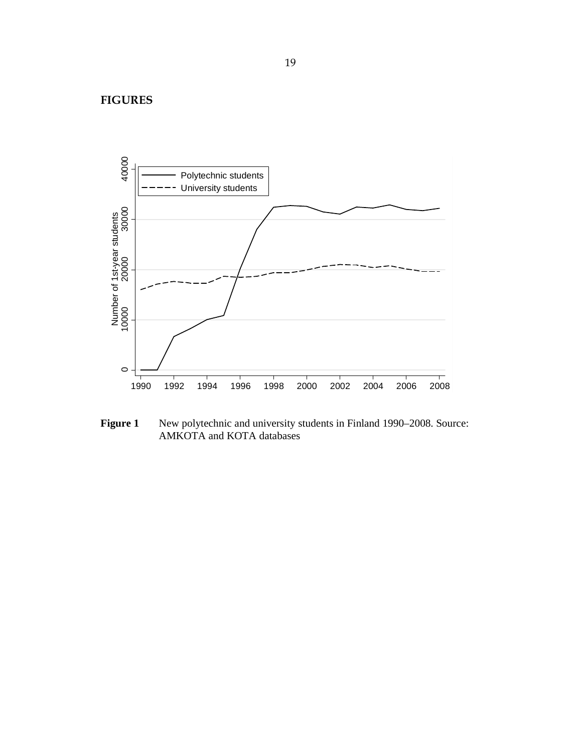# FIGURES

**Figure 1** New polytechnic and university students in Finland 1990–2008. Source: AMKOTA and KOTA databases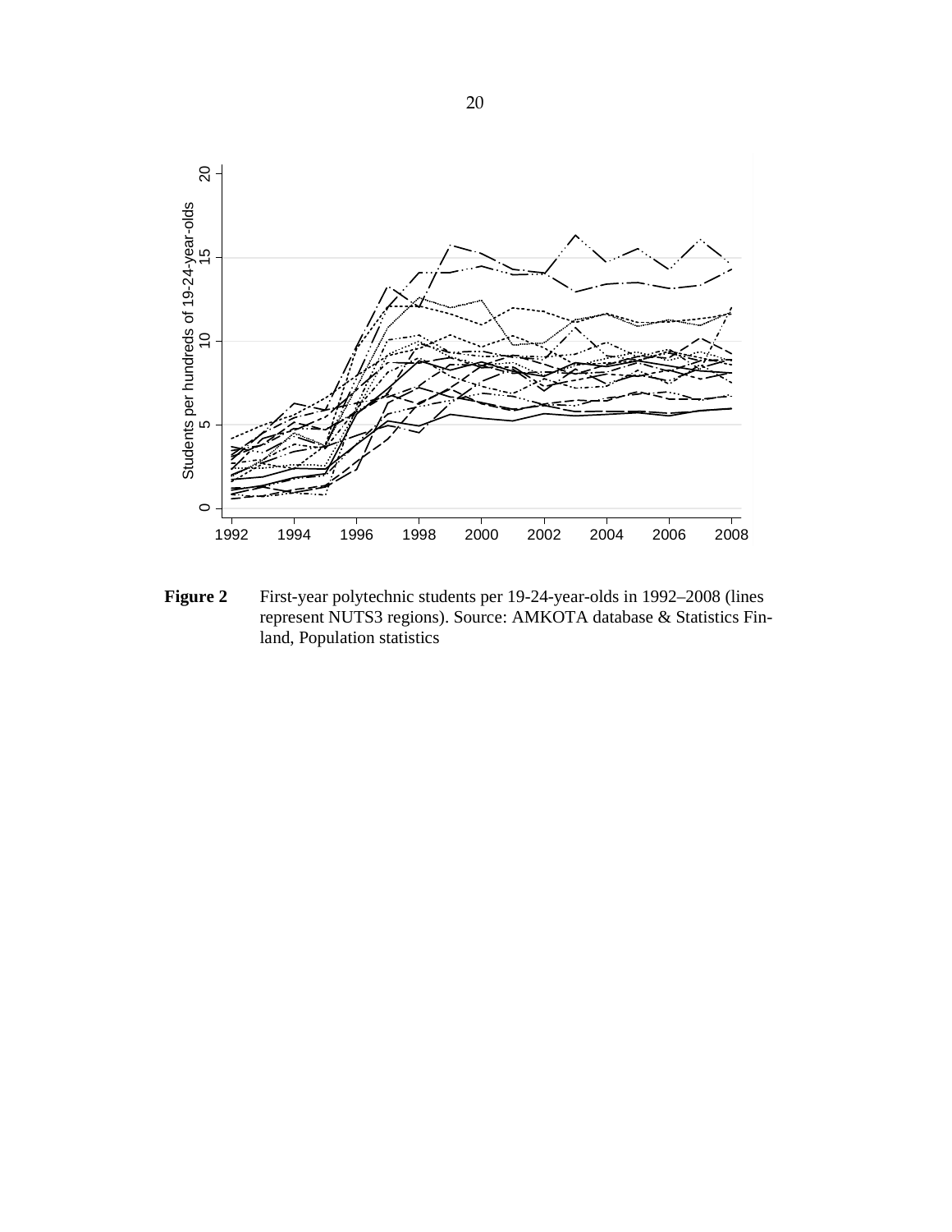**Figure 2** First-year polytechnic students per 19-24-year-olds in 1992–2008 (lines represent NUTS3 regions). Source: AMKOTA database & Statistics Finland, Population statistics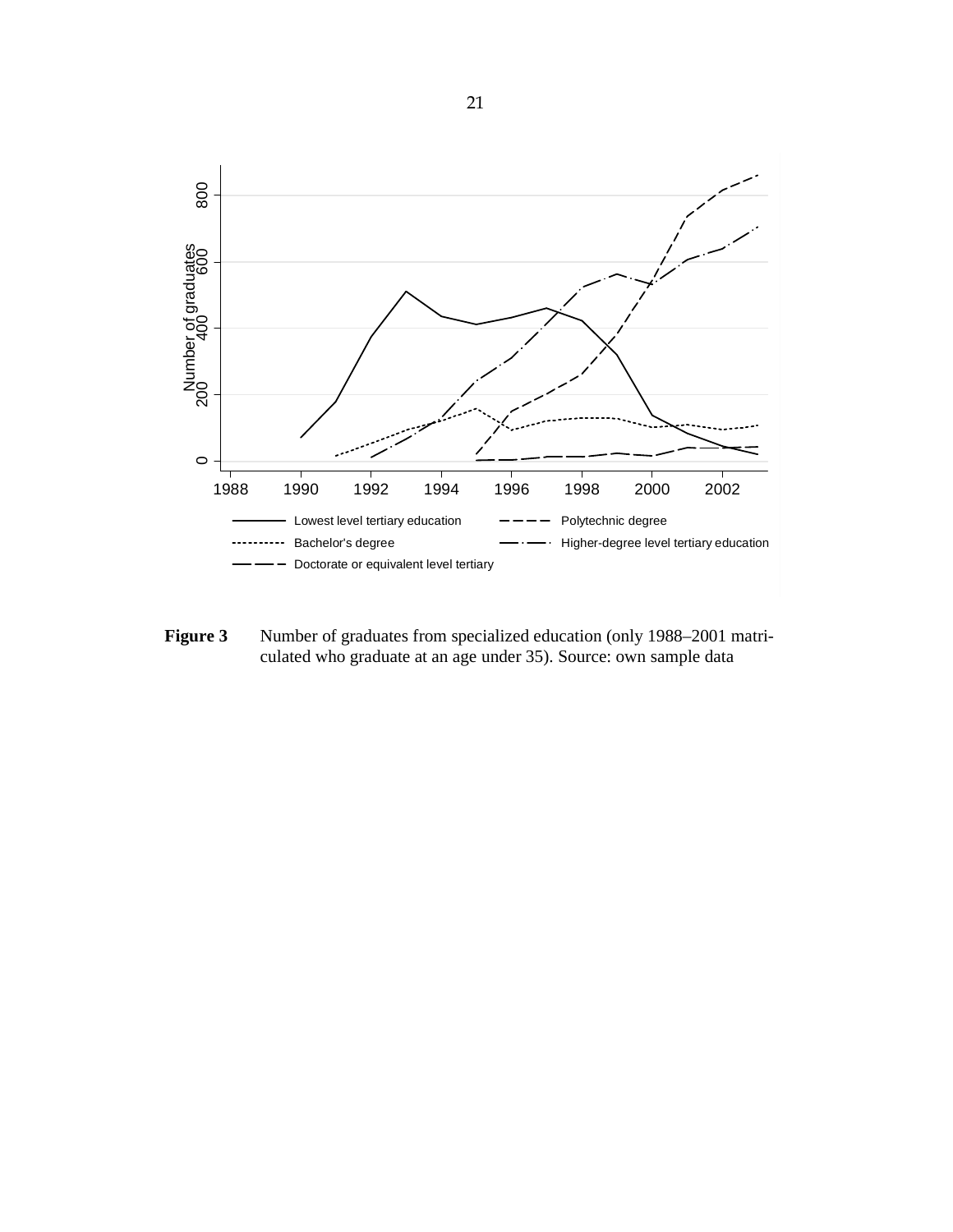**Figure 3** Number of graduates from specialized education (only 1988–2001 matriculated who graduate at an age under 35). Source: own sample data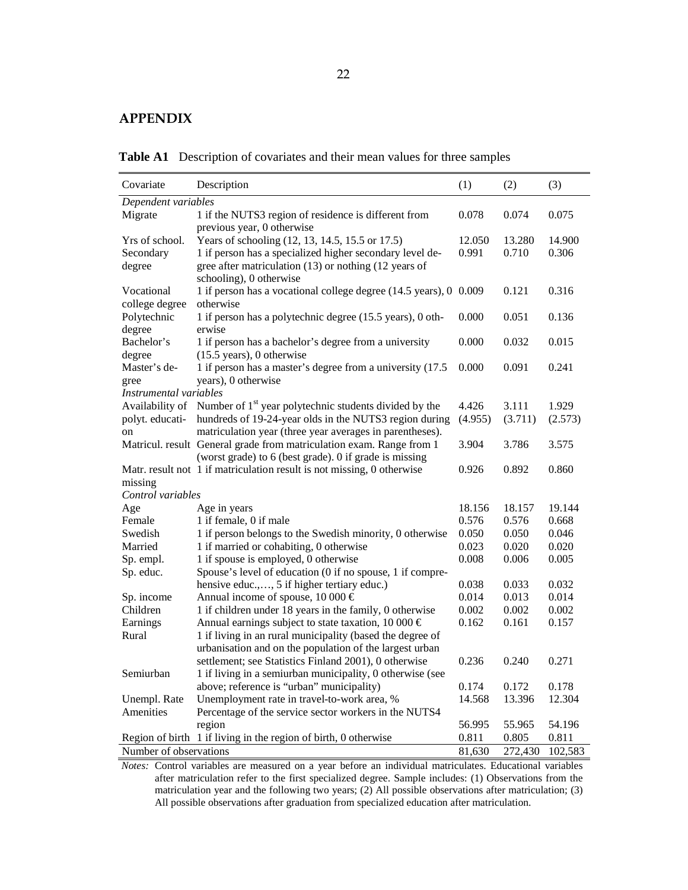## APPENDIX

**Table A1** Description of covariates and their mean values for three samples

| Covariate | Description | (1) | (2) | (3) |
|---|---|---|---|---|
| *Dependent variables* | | | | |
| Migrate | 1 if the NUTS3 region of residence is different from previous year, 0 otherwise | 0.078 | 0.074 | 0.075 |
| Yrs of school. | Years of schooling (12, 13, 14.5, 15.5 or 17.5) | 12.050 | 13.280 | 14.900 |
| Secondary degree | 1 if person has a specialized higher secondary level degree after matriculation (13) or nothing (12 years of schooling), 0 otherwise | 0.991 | 0.710 | 0.306 |
| Vocational college degree | 1 if person has a vocational college degree (14.5 years), 0 otherwise | 0.009 | 0.121 | 0.316 |
| Polytechnic degree | 1 if person has a polytechnic degree (15.5 years), 0 otherwise | 0.000 | 0.051 | 0.136 |
| Bachelor's degree | 1 if person has a bachelor's degree from a university (15.5 years), 0 otherwise | 0.000 | 0.032 | 0.015 |
| Master's degree | 1 if person has a master's degree from a university (17.5 years), 0 otherwise | 0.000 | 0.091 | 0.241 |
| *Instrumental variables* | | | | |
| Availability of polyt. education | Number of 1st year polytechnic students divided by the hundreds of 19-24-year olds in the NUTS3 region during matriculation year (three year averages in parentheses). | 4.426 (4.955) | 3.111 (3.711) | 1.929 (2.573) |
| Matricul. result | General grade from matriculation exam. Range from 1 (worst grade) to 6 (best grade). 0 if grade is missing | 3.904 | 3.786 | 3.575 |
| Matr. result not missing | 1 if matriculation result is not missing, 0 otherwise | 0.926 | 0.892 | 0.860 |
| *Control variables* | | | | |
| Age | Age in years | 18.156 | 18.157 | 19.144 |
| Female | 1 if female, 0 if male | 0.576 | 0.576 | 0.668 |
| Swedish | 1 if person belongs to the Swedish minority, 0 otherwise | 0.050 | 0.050 | 0.046 |
| Married | 1 if married or cohabiting, 0 otherwise | 0.023 | 0.020 | 0.020 |
| Sp. empl. | 1 if spouse is employed, 0 otherwise | 0.008 | 0.006 | 0.005 |
| Sp. educ. | Spouse's level of education (0 if no spouse, 1 if comprehensive educ.,…, 5 if higher tertiary educ.) | 0.038 | 0.033 | 0.032 |
| Sp. income | Annual income of spouse, 10 000 € | 0.014 | 0.013 | 0.014 |
| Children | 1 if children under 18 years in the family, 0 otherwise | 0.002 | 0.002 | 0.002 |
| Earnings | Annual earnings subject to state taxation, 10 000 € | 0.162 | 0.161 | 0.157 |
| Rural | 1 if living in an rural municipality (based the degree of urbanisation and on the population of the largest urban settlement; see Statistics Finland 2001), 0 otherwise | 0.236 | 0.240 | 0.271 |
| Semiurban | 1 if living in a semiurban municipality, 0 otherwise (see above; reference is "urban" municipality) | 0.174 | 0.172 | 0.178 |
| Unempl. Rate | Unemployment rate in travel-to-work area, % | 14.568 | 13.396 | 12.304 |
| Amenities | Percentage of the service sector workers in the NUTS4 region | 56.995 | 55.965 | 54.196 |
| Region of birth | 1 if living in the region of birth, 0 otherwise | 0.811 | 0.805 | 0.811 |
| Number of observations | | 81,630 | 272,430 | 102,583 |

*Notes:* Control variables are measured on a year before an individual matriculates. Educational variables after matriculation refer to the first specialized degree. Sample includes: (1) Observations from the matriculation year and the following two years; (2) All possible observations after matriculation; (3) All possible observations after graduation from specialized education after matriculation.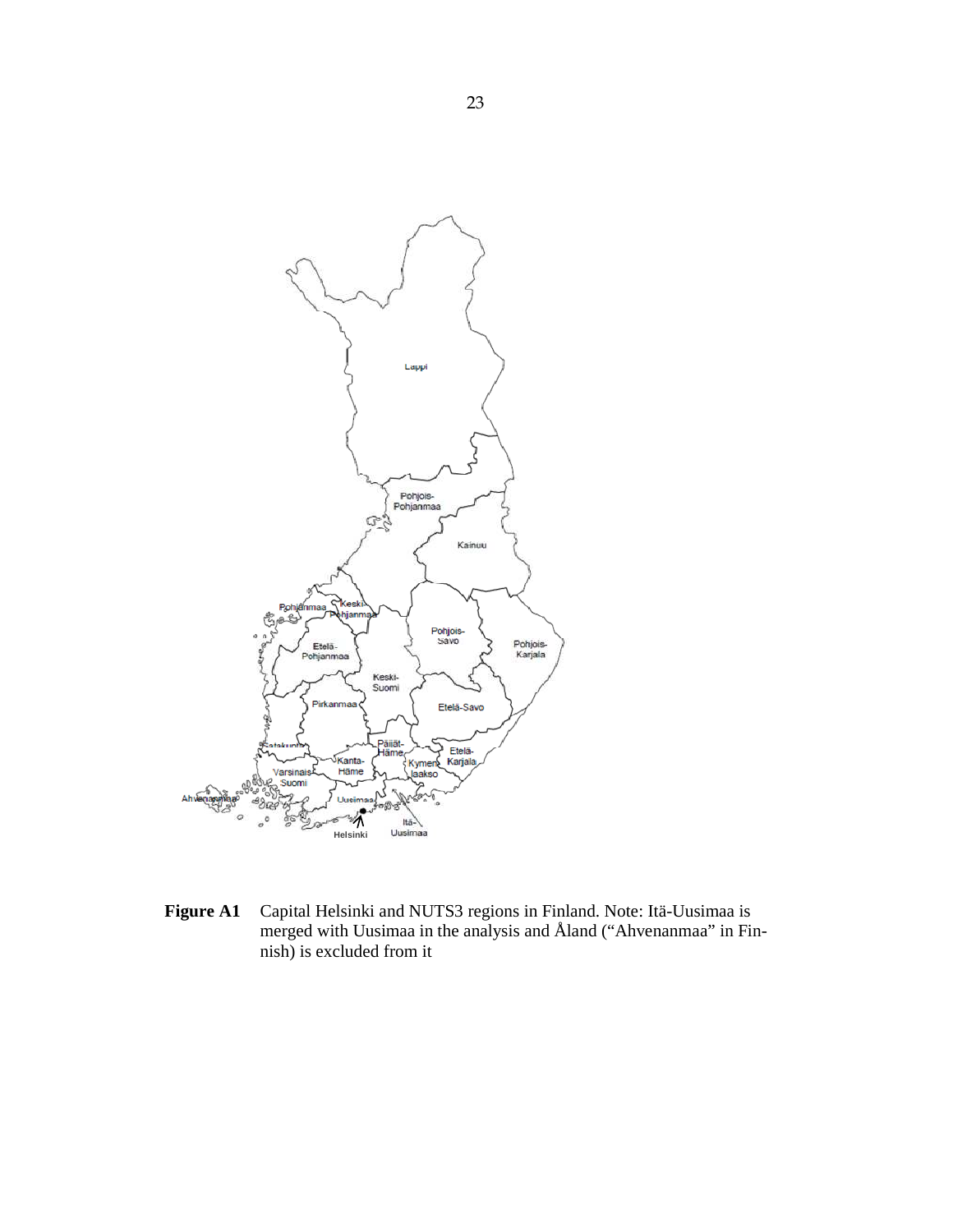Lappi

Pohjois-Pohjanmaa

Kainuu

Pohjanmaa

Keski-Pohjanmaa

Etelä-Pohjanmaa

Pohjois-Savo

Pohjois-Karjala

Keski-Suomi

Pirkanmaa

Etelä-Savo

Satakunta

Päijät-Häme

Kanta-Häme

Kymenlaakso

Etelä-Karjala

Varsinais-Suomi

Ahvenanmaa

Uusimaa

Helsinki

Itä-Uusimaa

**Figure A1** Capital Helsinki and NUTS3 regions in Finland. Note: Itä-Uusimaa is merged with Uusimaa in the analysis and Åland ("Ahvenanmaa" in Finnish) is excluded from it